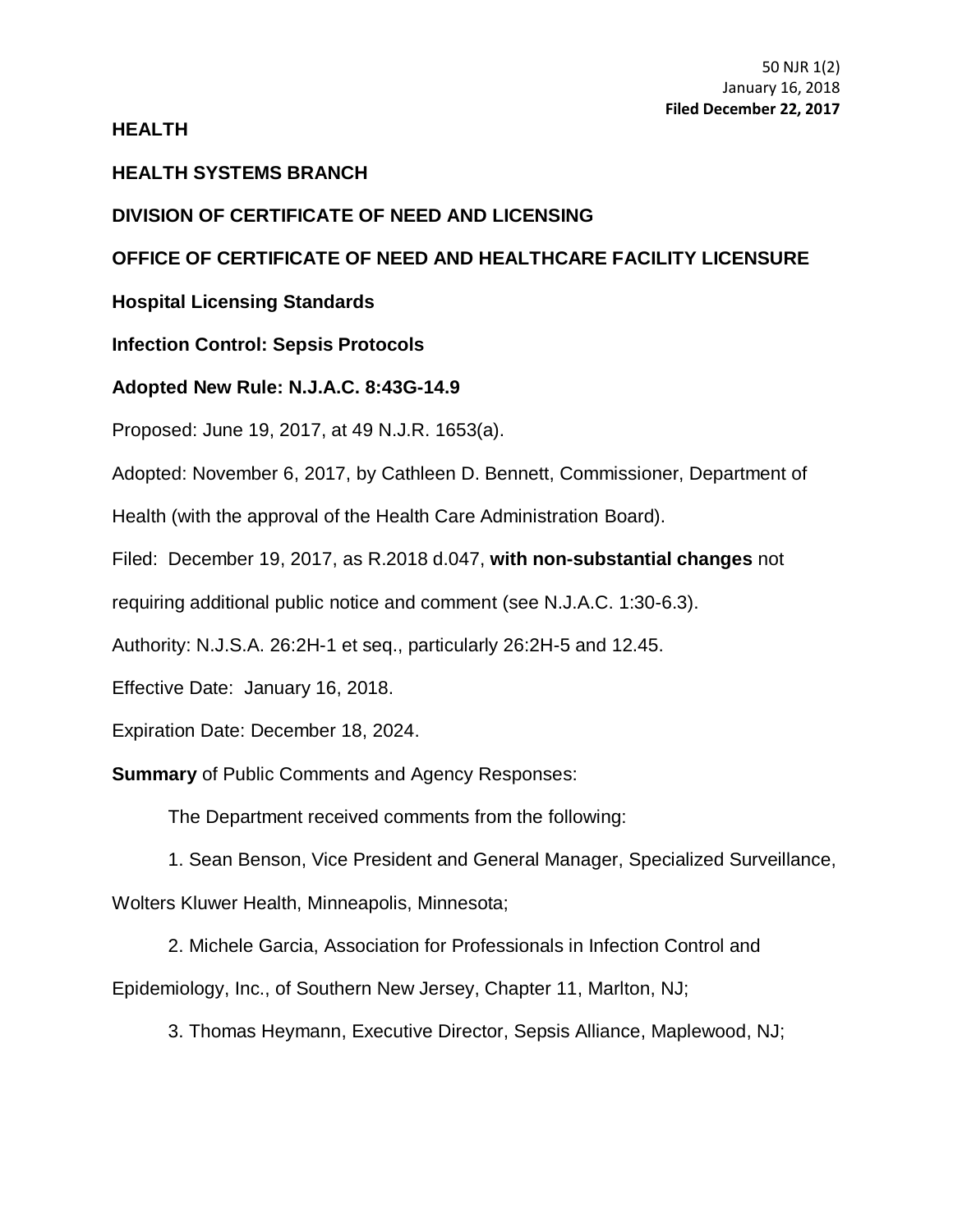50 NJR 1(2)
January 16, 2018
**Filed December 22, 2017**

**HEALTH**

**HEALTH SYSTEMS BRANCH**

**DIVISION OF CERTIFICATE OF NEED AND LICENSING**

**OFFICE OF CERTIFICATE OF NEED AND HEALTHCARE FACILITY LICENSURE**

**Hospital Licensing Standards**

**Infection Control: Sepsis Protocols**

**Adopted New Rule: N.J.A.C. 8:43G-14.9**

Proposed: June 19, 2017, at 49 N.J.R. 1653(a).

Adopted: November 6, 2017, by Cathleen D. Bennett, Commissioner, Department of Health (with the approval of the Health Care Administration Board).

Filed: December 19, 2017, as R.2018 d.047, **with non-substantial changes** not requiring additional public notice and comment (see N.J.A.C. 1:30-6.3).

Authority: N.J.S.A. 26:2H-1 et seq., particularly 26:2H-5 and 12.45.

Effective Date: January 16, 2018.

Expiration Date: December 18, 2024.

**Summary** of Public Comments and Agency Responses:

The Department received comments from the following:

1. Sean Benson, Vice President and General Manager, Specialized Surveillance, Wolters Kluwer Health, Minneapolis, Minnesota;

2. Michele Garcia, Association for Professionals in Infection Control and Epidemiology, Inc., of Southern New Jersey, Chapter 11, Marlton, NJ;

3. Thomas Heymann, Executive Director, Sepsis Alliance, Maplewood, NJ;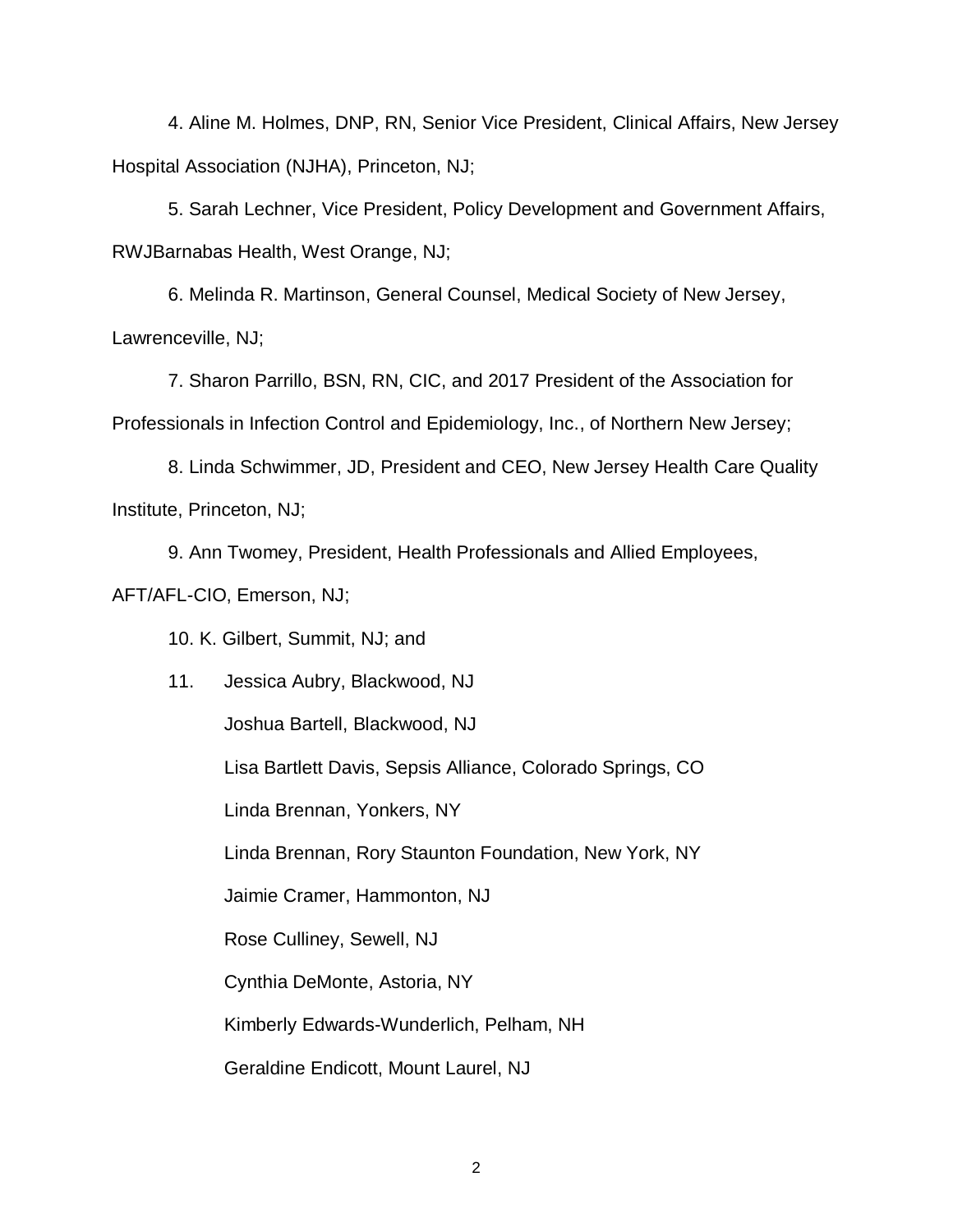4. Aline M. Holmes, DNP, RN, Senior Vice President, Clinical Affairs, New Jersey Hospital Association (NJHA), Princeton, NJ;

5. Sarah Lechner, Vice President, Policy Development and Government Affairs, RWJBarnabas Health, West Orange, NJ;

6. Melinda R. Martinson, General Counsel, Medical Society of New Jersey, Lawrenceville, NJ;

7. Sharon Parrillo, BSN, RN, CIC, and 2017 President of the Association for Professionals in Infection Control and Epidemiology, Inc., of Northern New Jersey;

8. Linda Schwimmer, JD, President and CEO, New Jersey Health Care Quality Institute, Princeton, NJ;

9. Ann Twomey, President, Health Professionals and Allied Employees, AFT/AFL-CIO, Emerson, NJ;

10. K. Gilbert, Summit, NJ; and

11. Jessica Aubry, Blackwood, NJ

    Joshua Bartell, Blackwood, NJ

    Lisa Bartlett Davis, Sepsis Alliance, Colorado Springs, CO

    Linda Brennan, Yonkers, NY

    Linda Brennan, Rory Staunton Foundation, New York, NY

    Jaimie Cramer, Hammonton, NJ

    Rose Culliney, Sewell, NJ

    Cynthia DeMonte, Astoria, NY

    Kimberly Edwards-Wunderlich, Pelham, NH

    Geraldine Endicott, Mount Laurel, NJ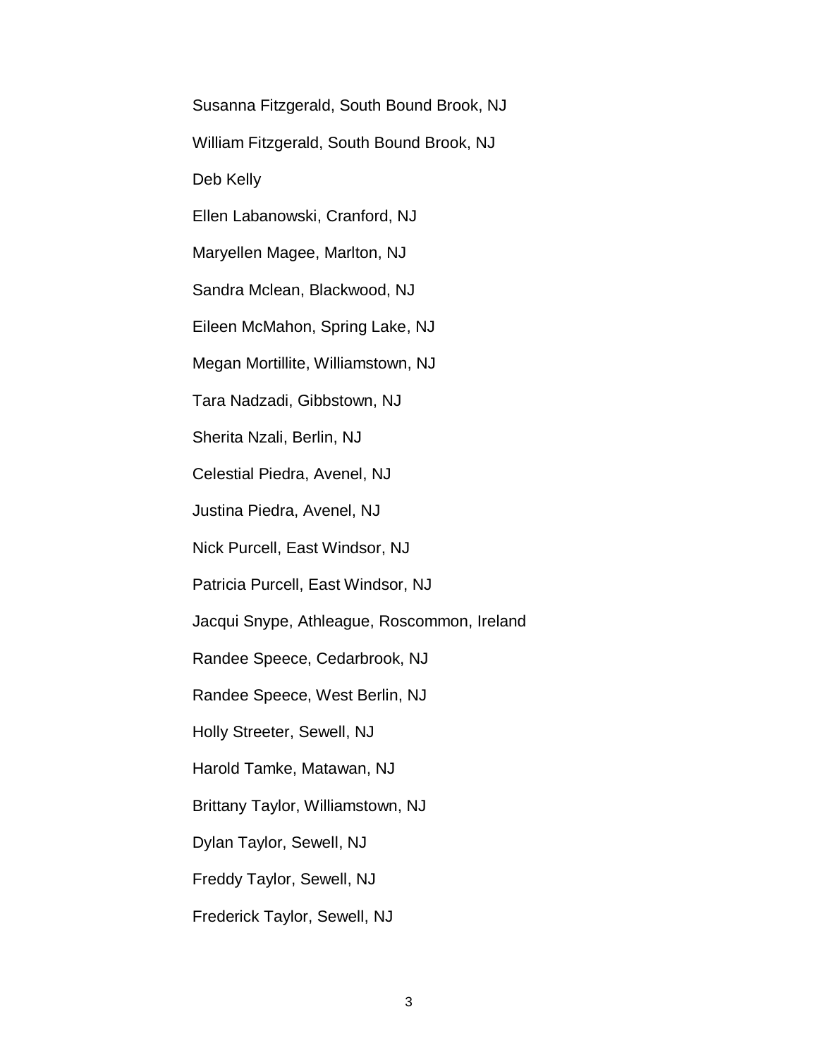Susanna Fitzgerald, South Bound Brook, NJ

William Fitzgerald, South Bound Brook, NJ

Deb Kelly

Ellen Labanowski, Cranford, NJ

Maryellen Magee, Marlton, NJ

Sandra Mclean, Blackwood, NJ

Eileen McMahon, Spring Lake, NJ

Megan Mortillite, Williamstown, NJ

Tara Nadzadi, Gibbstown, NJ

Sherita Nzali, Berlin, NJ

Celestial Piedra, Avenel, NJ

Justina Piedra, Avenel, NJ

Nick Purcell, East Windsor, NJ

Patricia Purcell, East Windsor, NJ

Jacqui Snype, Athleague, Roscommon, Ireland

Randee Speece, Cedarbrook, NJ

Randee Speece, West Berlin, NJ

Holly Streeter, Sewell, NJ

Harold Tamke, Matawan, NJ

Brittany Taylor, Williamstown, NJ

Dylan Taylor, Sewell, NJ

Freddy Taylor, Sewell, NJ

Frederick Taylor, Sewell, NJ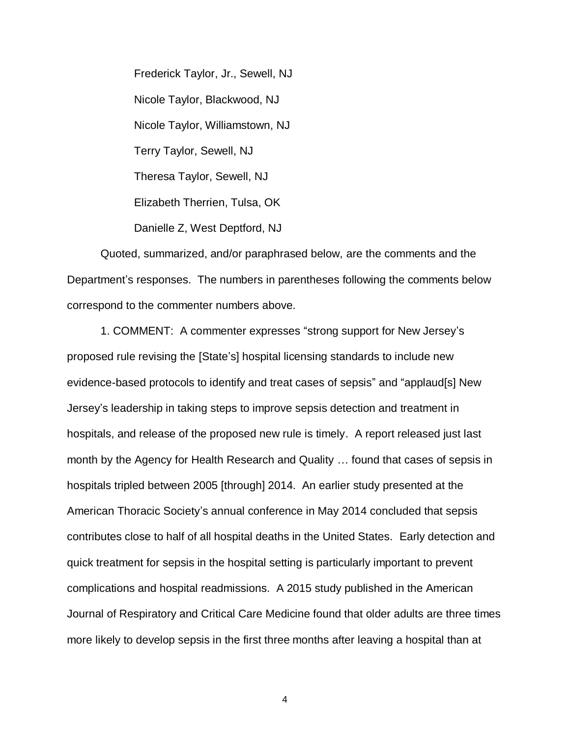Frederick Taylor, Jr., Sewell, NJ

Nicole Taylor, Blackwood, NJ

Nicole Taylor, Williamstown, NJ

Terry Taylor, Sewell, NJ

Theresa Taylor, Sewell, NJ

Elizabeth Therrien, Tulsa, OK

Danielle Z, West Deptford, NJ

Quoted, summarized, and/or paraphrased below, are the comments and the Department's responses. The numbers in parentheses following the comments below correspond to the commenter numbers above.

1. COMMENT: A commenter expresses "strong support for New Jersey's proposed rule revising the [State's] hospital licensing standards to include new evidence-based protocols to identify and treat cases of sepsis" and "applaud[s] New Jersey's leadership in taking steps to improve sepsis detection and treatment in hospitals, and release of the proposed new rule is timely. A report released just last month by the Agency for Health Research and Quality … found that cases of sepsis in hospitals tripled between 2005 [through] 2014. An earlier study presented at the American Thoracic Society's annual conference in May 2014 concluded that sepsis contributes close to half of all hospital deaths in the United States. Early detection and quick treatment for sepsis in the hospital setting is particularly important to prevent complications and hospital readmissions. A 2015 study published in the American Journal of Respiratory and Critical Care Medicine found that older adults are three times more likely to develop sepsis in the first three months after leaving a hospital than at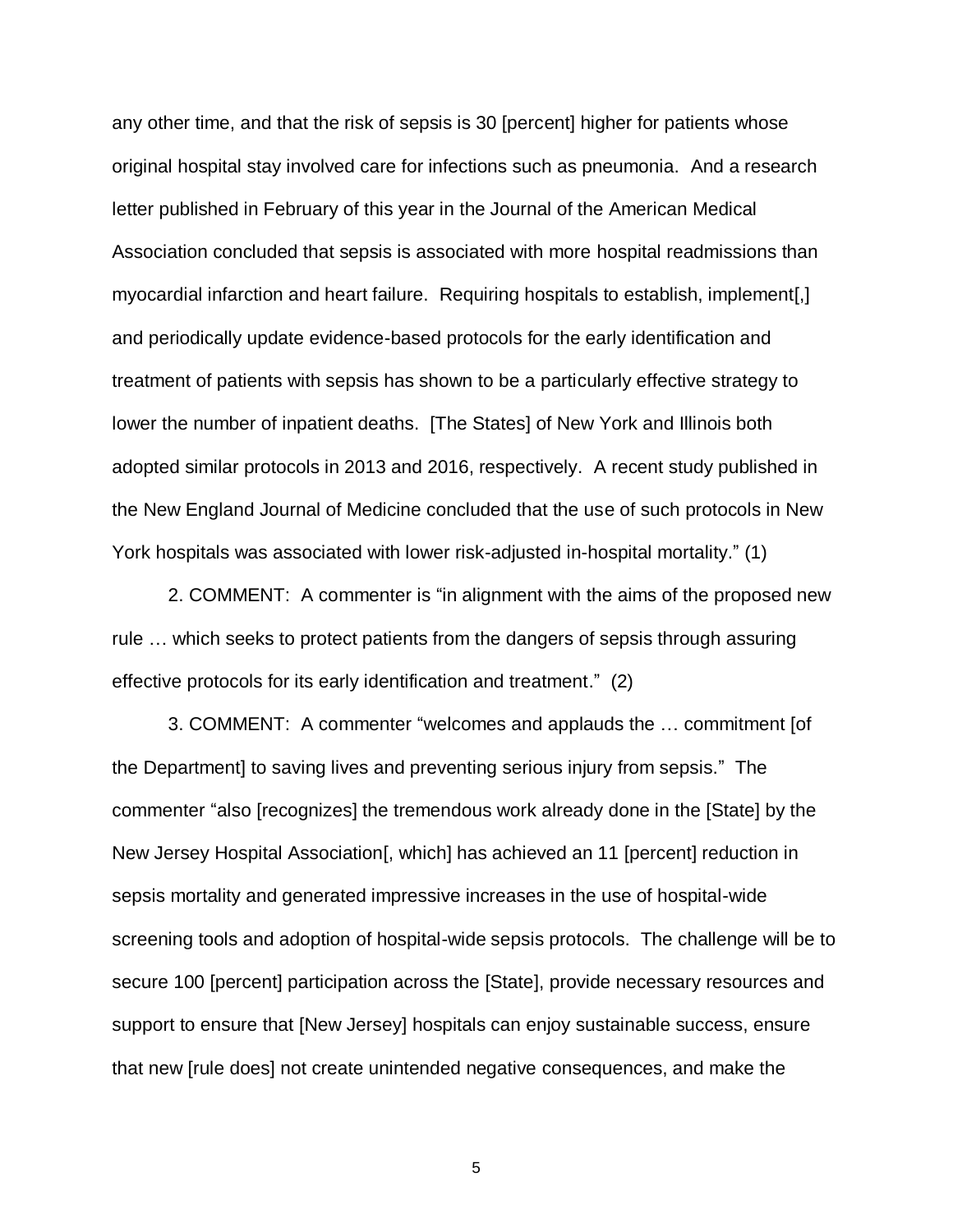any other time, and that the risk of sepsis is 30 [percent] higher for patients whose original hospital stay involved care for infections such as pneumonia. And a research letter published in February of this year in the Journal of the American Medical Association concluded that sepsis is associated with more hospital readmissions than myocardial infarction and heart failure. Requiring hospitals to establish, implement[,] and periodically update evidence-based protocols for the early identification and treatment of patients with sepsis has shown to be a particularly effective strategy to lower the number of inpatient deaths. [The States] of New York and Illinois both adopted similar protocols in 2013 and 2016, respectively. A recent study published in the New England Journal of Medicine concluded that the use of such protocols in New York hospitals was associated with lower risk-adjusted in-hospital mortality." (1)

2. COMMENT: A commenter is "in alignment with the aims of the proposed new rule … which seeks to protect patients from the dangers of sepsis through assuring effective protocols for its early identification and treatment." (2)

3. COMMENT: A commenter "welcomes and applauds the … commitment [of the Department] to saving lives and preventing serious injury from sepsis." The commenter "also [recognizes] the tremendous work already done in the [State] by the New Jersey Hospital Association[, which] has achieved an 11 [percent] reduction in sepsis mortality and generated impressive increases in the use of hospital-wide screening tools and adoption of hospital-wide sepsis protocols. The challenge will be to secure 100 [percent] participation across the [State], provide necessary resources and support to ensure that [New Jersey] hospitals can enjoy sustainable success, ensure that new [rule does] not create unintended negative consequences, and make the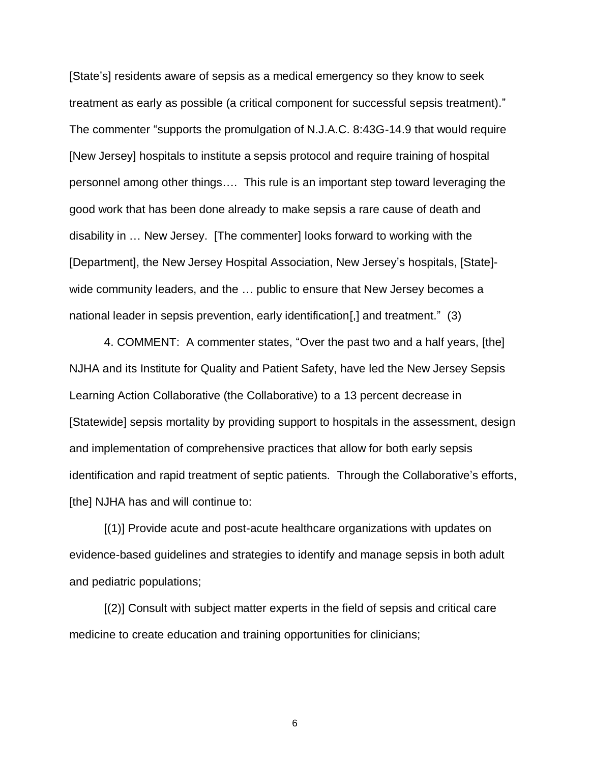[State's] residents aware of sepsis as a medical emergency so they know to seek treatment as early as possible (a critical component for successful sepsis treatment)." The commenter "supports the promulgation of N.J.A.C. 8:43G-14.9 that would require [New Jersey] hospitals to institute a sepsis protocol and require training of hospital personnel among other things…. This rule is an important step toward leveraging the good work that has been done already to make sepsis a rare cause of death and disability in … New Jersey. [The commenter] looks forward to working with the [Department], the New Jersey Hospital Association, New Jersey's hospitals, [State]-wide community leaders, and the … public to ensure that New Jersey becomes a national leader in sepsis prevention, early identification[,] and treatment." (3)

4. COMMENT: A commenter states, "Over the past two and a half years, [the] NJHA and its Institute for Quality and Patient Safety, have led the New Jersey Sepsis Learning Action Collaborative (the Collaborative) to a 13 percent decrease in [Statewide] sepsis mortality by providing support to hospitals in the assessment, design and implementation of comprehensive practices that allow for both early sepsis identification and rapid treatment of septic patients. Through the Collaborative's efforts, [the] NJHA has and will continue to:

[(1)] Provide acute and post-acute healthcare organizations with updates on evidence-based guidelines and strategies to identify and manage sepsis in both adult and pediatric populations;

[(2)] Consult with subject matter experts in the field of sepsis and critical care medicine to create education and training opportunities for clinicians;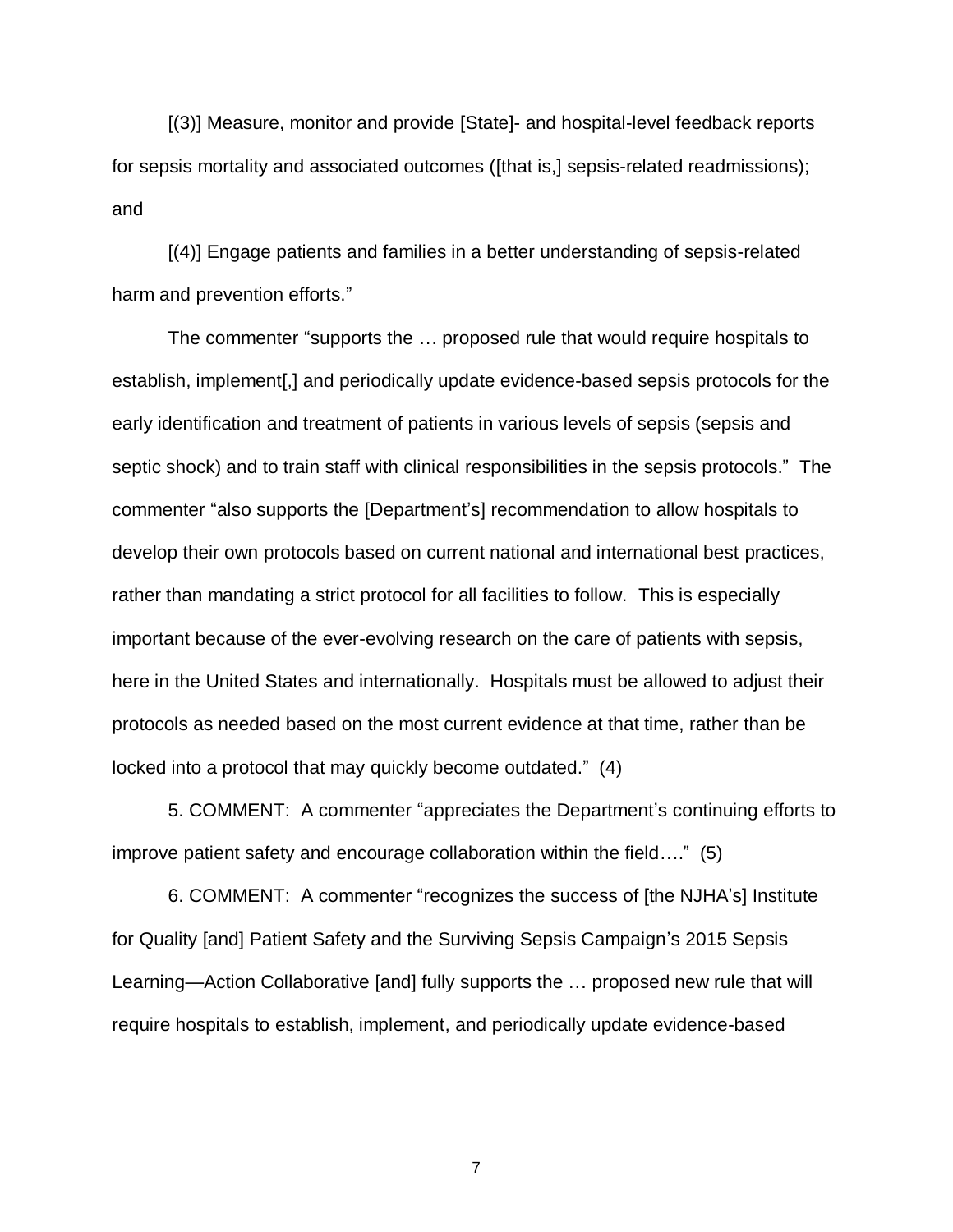[(3)] Measure, monitor and provide [State]- and hospital-level feedback reports for sepsis mortality and associated outcomes ([that is,] sepsis-related readmissions); and

[(4)] Engage patients and families in a better understanding of sepsis-related harm and prevention efforts."

The commenter "supports the … proposed rule that would require hospitals to establish, implement[,] and periodically update evidence-based sepsis protocols for the early identification and treatment of patients in various levels of sepsis (sepsis and septic shock) and to train staff with clinical responsibilities in the sepsis protocols." The commenter "also supports the [Department's] recommendation to allow hospitals to develop their own protocols based on current national and international best practices, rather than mandating a strict protocol for all facilities to follow. This is especially important because of the ever-evolving research on the care of patients with sepsis, here in the United States and internationally. Hospitals must be allowed to adjust their protocols as needed based on the most current evidence at that time, rather than be locked into a protocol that may quickly become outdated." (4)

5. COMMENT: A commenter "appreciates the Department's continuing efforts to improve patient safety and encourage collaboration within the field…." (5)

6. COMMENT: A commenter "recognizes the success of [the NJHA's] Institute for Quality [and] Patient Safety and the Surviving Sepsis Campaign's 2015 Sepsis Learning—Action Collaborative [and] fully supports the … proposed new rule that will require hospitals to establish, implement, and periodically update evidence-based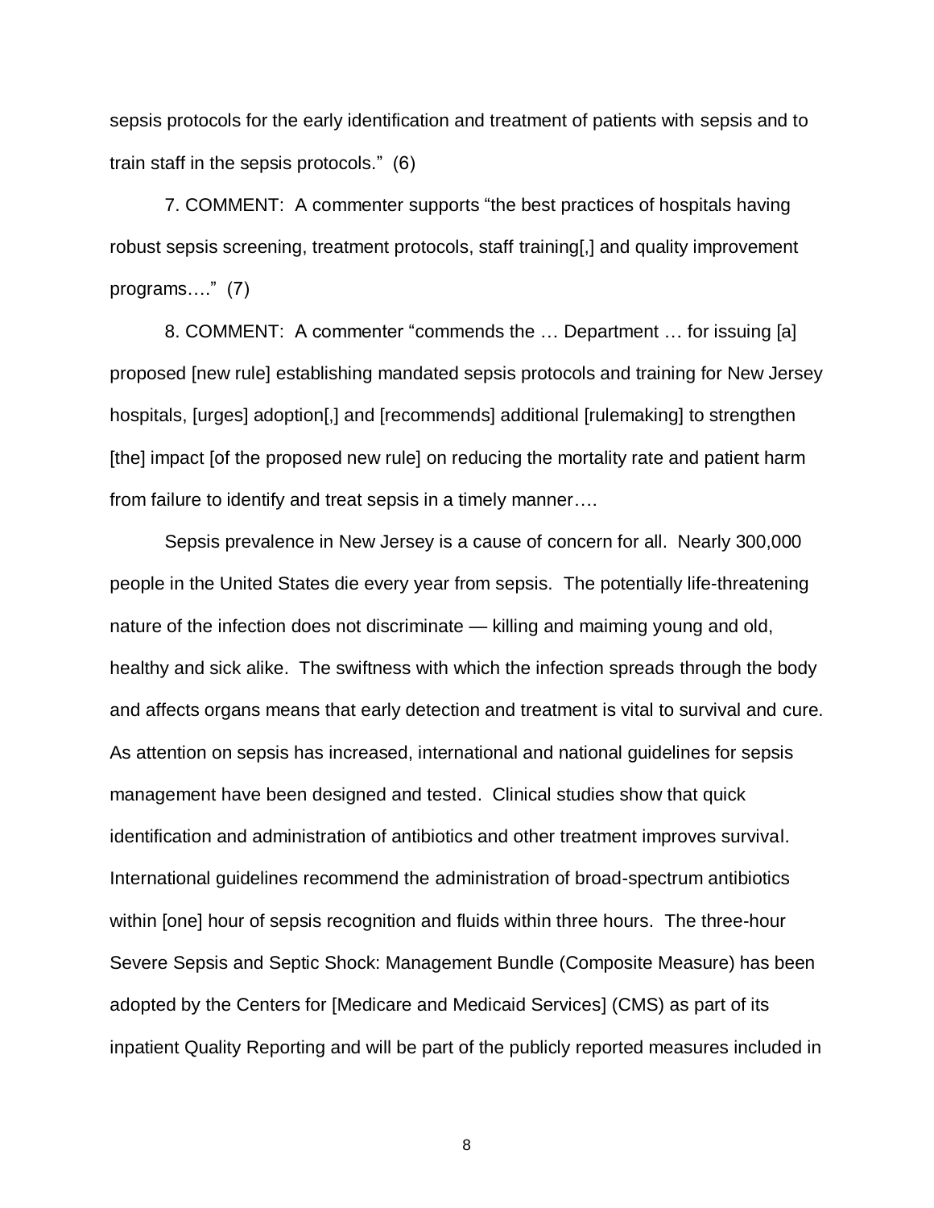sepsis protocols for the early identification and treatment of patients with sepsis and to train staff in the sepsis protocols." (6)

7. COMMENT: A commenter supports "the best practices of hospitals having robust sepsis screening, treatment protocols, staff training[,] and quality improvement programs…." (7)

8. COMMENT: A commenter "commends the … Department … for issuing [a] proposed [new rule] establishing mandated sepsis protocols and training for New Jersey hospitals, [urges] adoption[,] and [recommends] additional [rulemaking] to strengthen [the] impact [of the proposed new rule] on reducing the mortality rate and patient harm from failure to identify and treat sepsis in a timely manner….

Sepsis prevalence in New Jersey is a cause of concern for all. Nearly 300,000 people in the United States die every year from sepsis. The potentially life-threatening nature of the infection does not discriminate — killing and maiming young and old, healthy and sick alike. The swiftness with which the infection spreads through the body and affects organs means that early detection and treatment is vital to survival and cure. As attention on sepsis has increased, international and national guidelines for sepsis management have been designed and tested. Clinical studies show that quick identification and administration of antibiotics and other treatment improves survival. International guidelines recommend the administration of broad-spectrum antibiotics within [one] hour of sepsis recognition and fluids within three hours. The three-hour Severe Sepsis and Septic Shock: Management Bundle (Composite Measure) has been adopted by the Centers for [Medicare and Medicaid Services] (CMS) as part of its inpatient Quality Reporting and will be part of the publicly reported measures included in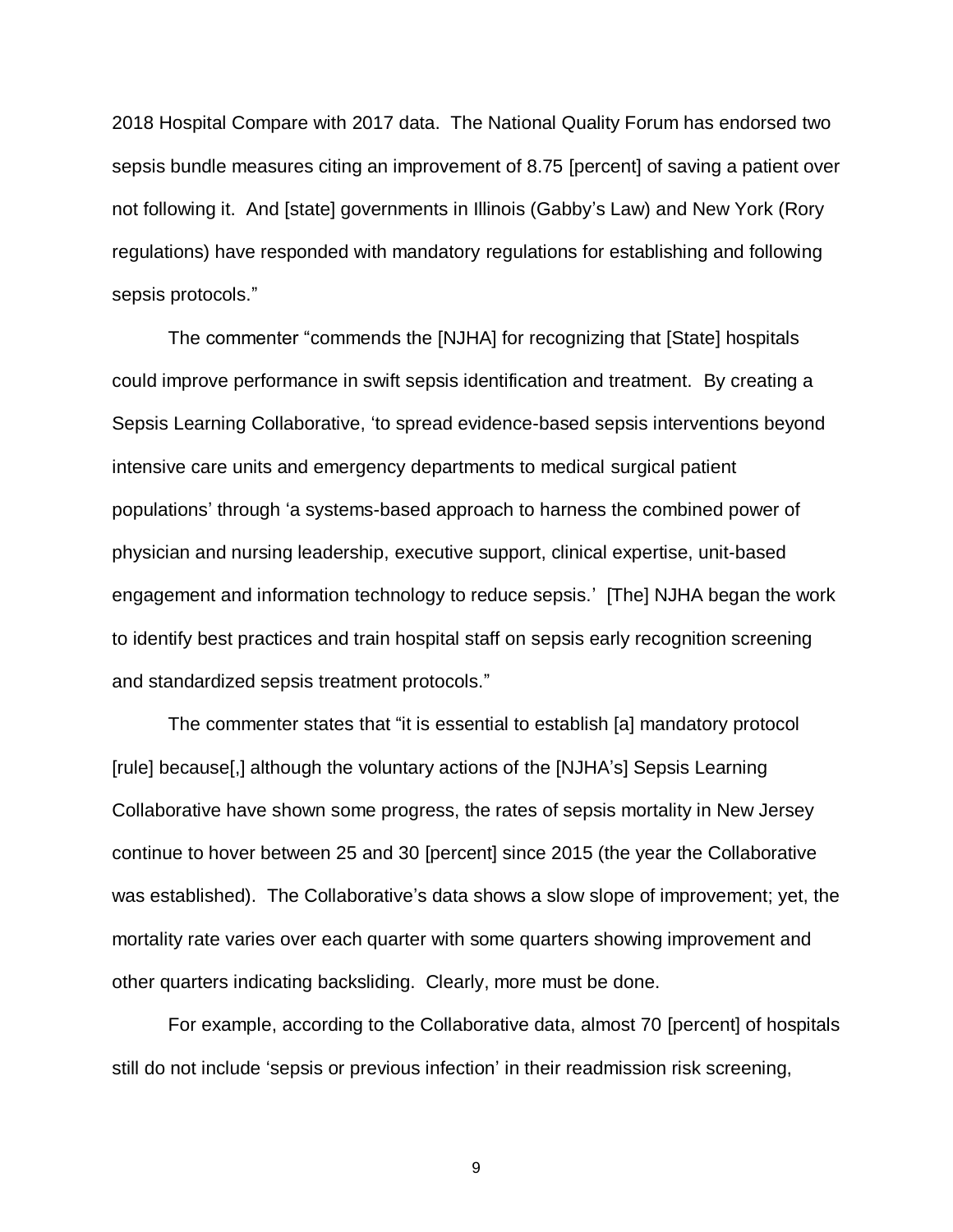2018 Hospital Compare with 2017 data. The National Quality Forum has endorsed two sepsis bundle measures citing an improvement of 8.75 [percent] of saving a patient over not following it. And [state] governments in Illinois (Gabby's Law) and New York (Rory regulations) have responded with mandatory regulations for establishing and following sepsis protocols."

The commenter "commends the [NJHA] for recognizing that [State] hospitals could improve performance in swift sepsis identification and treatment. By creating a Sepsis Learning Collaborative, 'to spread evidence-based sepsis interventions beyond intensive care units and emergency departments to medical surgical patient populations' through 'a systems-based approach to harness the combined power of physician and nursing leadership, executive support, clinical expertise, unit-based engagement and information technology to reduce sepsis.' [The] NJHA began the work to identify best practices and train hospital staff on sepsis early recognition screening and standardized sepsis treatment protocols."

The commenter states that "it is essential to establish [a] mandatory protocol [rule] because[,] although the voluntary actions of the [NJHA's] Sepsis Learning Collaborative have shown some progress, the rates of sepsis mortality in New Jersey continue to hover between 25 and 30 [percent] since 2015 (the year the Collaborative was established). The Collaborative's data shows a slow slope of improvement; yet, the mortality rate varies over each quarter with some quarters showing improvement and other quarters indicating backsliding. Clearly, more must be done.

For example, according to the Collaborative data, almost 70 [percent] of hospitals still do not include 'sepsis or previous infection' in their readmission risk screening,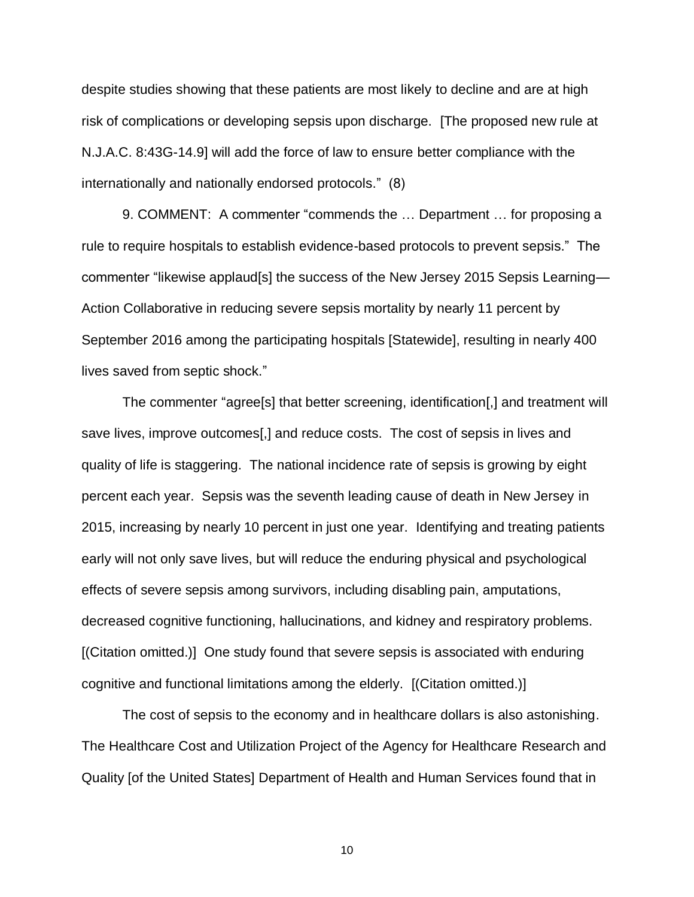despite studies showing that these patients are most likely to decline and are at high risk of complications or developing sepsis upon discharge. [The proposed new rule at N.J.A.C. 8:43G-14.9] will add the force of law to ensure better compliance with the internationally and nationally endorsed protocols." (8)

9. COMMENT: A commenter "commends the … Department … for proposing a rule to require hospitals to establish evidence-based protocols to prevent sepsis." The commenter "likewise applaud[s] the success of the New Jersey 2015 Sepsis Learning—Action Collaborative in reducing severe sepsis mortality by nearly 11 percent by September 2016 among the participating hospitals [Statewide], resulting in nearly 400 lives saved from septic shock."

The commenter "agree[s] that better screening, identification[,] and treatment will save lives, improve outcomes[,] and reduce costs. The cost of sepsis in lives and quality of life is staggering. The national incidence rate of sepsis is growing by eight percent each year. Sepsis was the seventh leading cause of death in New Jersey in 2015, increasing by nearly 10 percent in just one year. Identifying and treating patients early will not only save lives, but will reduce the enduring physical and psychological effects of severe sepsis among survivors, including disabling pain, amputations, decreased cognitive functioning, hallucinations, and kidney and respiratory problems. [(Citation omitted.)] One study found that severe sepsis is associated with enduring cognitive and functional limitations among the elderly. [(Citation omitted.)]

The cost of sepsis to the economy and in healthcare dollars is also astonishing. The Healthcare Cost and Utilization Project of the Agency for Healthcare Research and Quality [of the United States] Department of Health and Human Services found that in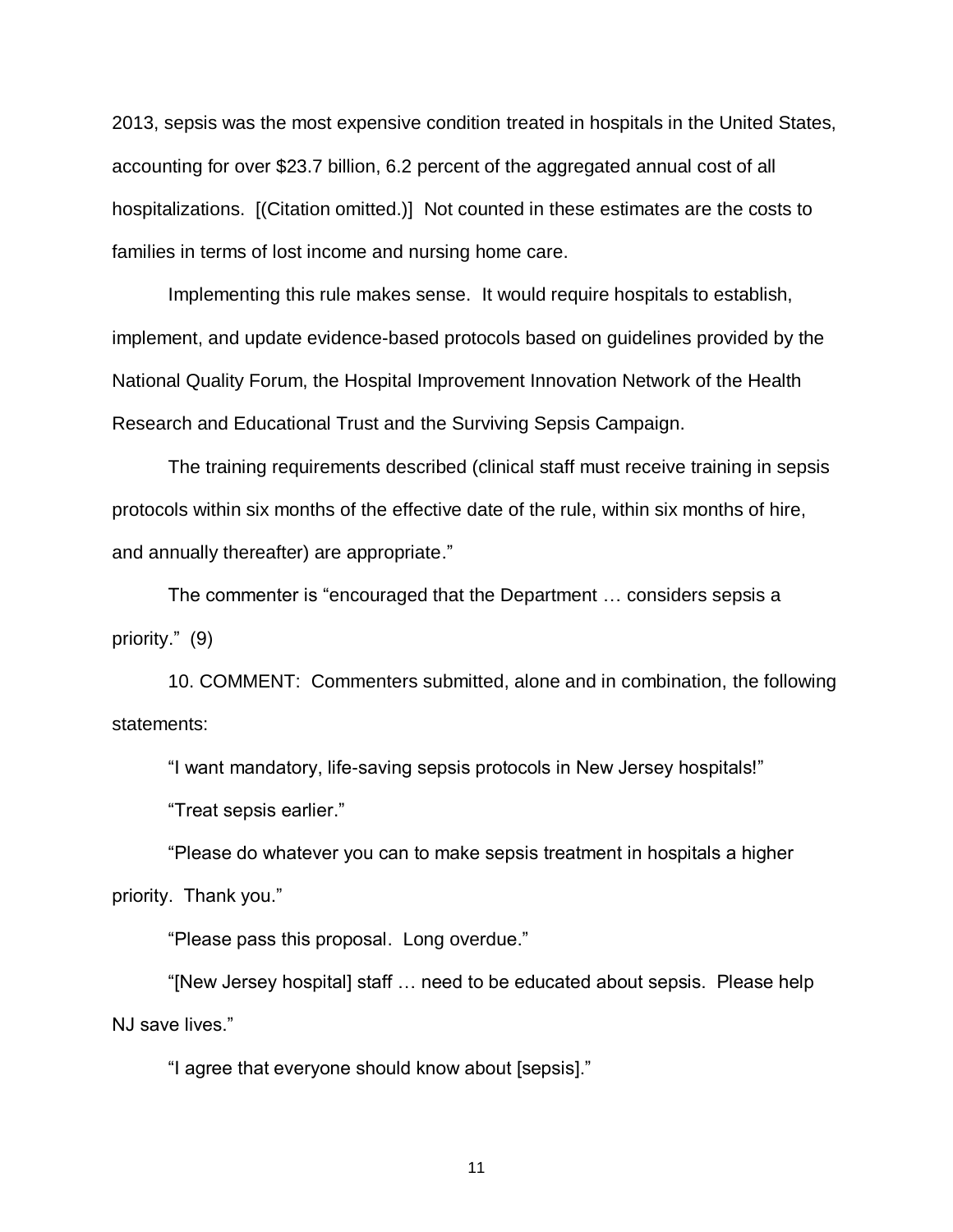2013, sepsis was the most expensive condition treated in hospitals in the United States, accounting for over $23.7 billion, 6.2 percent of the aggregated annual cost of all hospitalizations. [(Citation omitted.)] Not counted in these estimates are the costs to families in terms of lost income and nursing home care.

Implementing this rule makes sense. It would require hospitals to establish, implement, and update evidence-based protocols based on guidelines provided by the National Quality Forum, the Hospital Improvement Innovation Network of the Health Research and Educational Trust and the Surviving Sepsis Campaign.

The training requirements described (clinical staff must receive training in sepsis protocols within six months of the effective date of the rule, within six months of hire, and annually thereafter) are appropriate."

The commenter is "encouraged that the Department … considers sepsis a priority." (9)

10. COMMENT: Commenters submitted, alone and in combination, the following statements:

"I want mandatory, life-saving sepsis protocols in New Jersey hospitals!"

"Treat sepsis earlier."

"Please do whatever you can to make sepsis treatment in hospitals a higher priority. Thank you."

"Please pass this proposal. Long overdue."

"[New Jersey hospital] staff … need to be educated about sepsis. Please help NJ save lives."

"I agree that everyone should know about [sepsis]."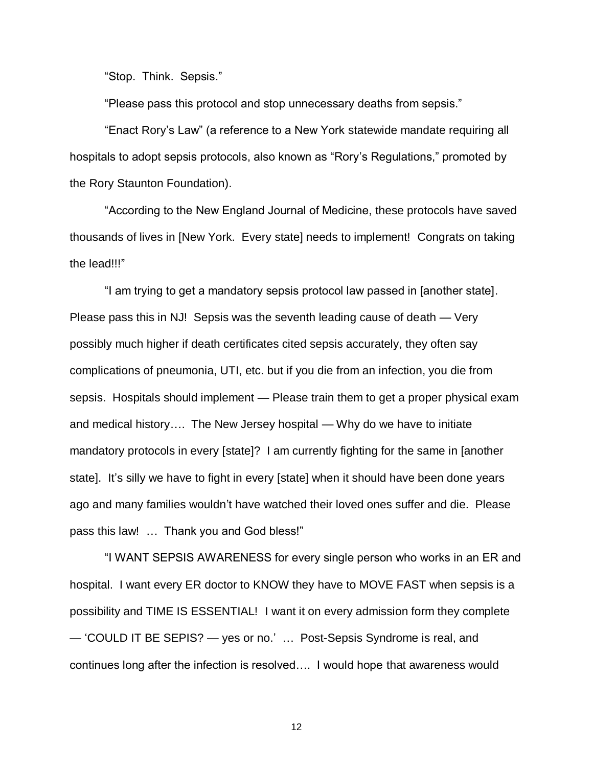"Stop. Think. Sepsis."

"Please pass this protocol and stop unnecessary deaths from sepsis."

"Enact Rory's Law" (a reference to a New York statewide mandate requiring all hospitals to adopt sepsis protocols, also known as "Rory's Regulations," promoted by the Rory Staunton Foundation).

"According to the New England Journal of Medicine, these protocols have saved thousands of lives in [New York. Every state] needs to implement! Congrats on taking the lead!!!"

"I am trying to get a mandatory sepsis protocol law passed in [another state]. Please pass this in NJ! Sepsis was the seventh leading cause of death — Very possibly much higher if death certificates cited sepsis accurately, they often say complications of pneumonia, UTI, etc. but if you die from an infection, you die from sepsis. Hospitals should implement — Please train them to get a proper physical exam and medical history…. The New Jersey hospital — Why do we have to initiate mandatory protocols in every [state]? I am currently fighting for the same in [another state]. It's silly we have to fight in every [state] when it should have been done years ago and many families wouldn't have watched their loved ones suffer and die. Please pass this law! … Thank you and God bless!"

"I WANT SEPSIS AWARENESS for every single person who works in an ER and hospital. I want every ER doctor to KNOW they have to MOVE FAST when sepsis is a possibility and TIME IS ESSENTIAL! I want it on every admission form they complete — 'COULD IT BE SEPIS? — yes or no.' … Post-Sepsis Syndrome is real, and continues long after the infection is resolved…. I would hope that awareness would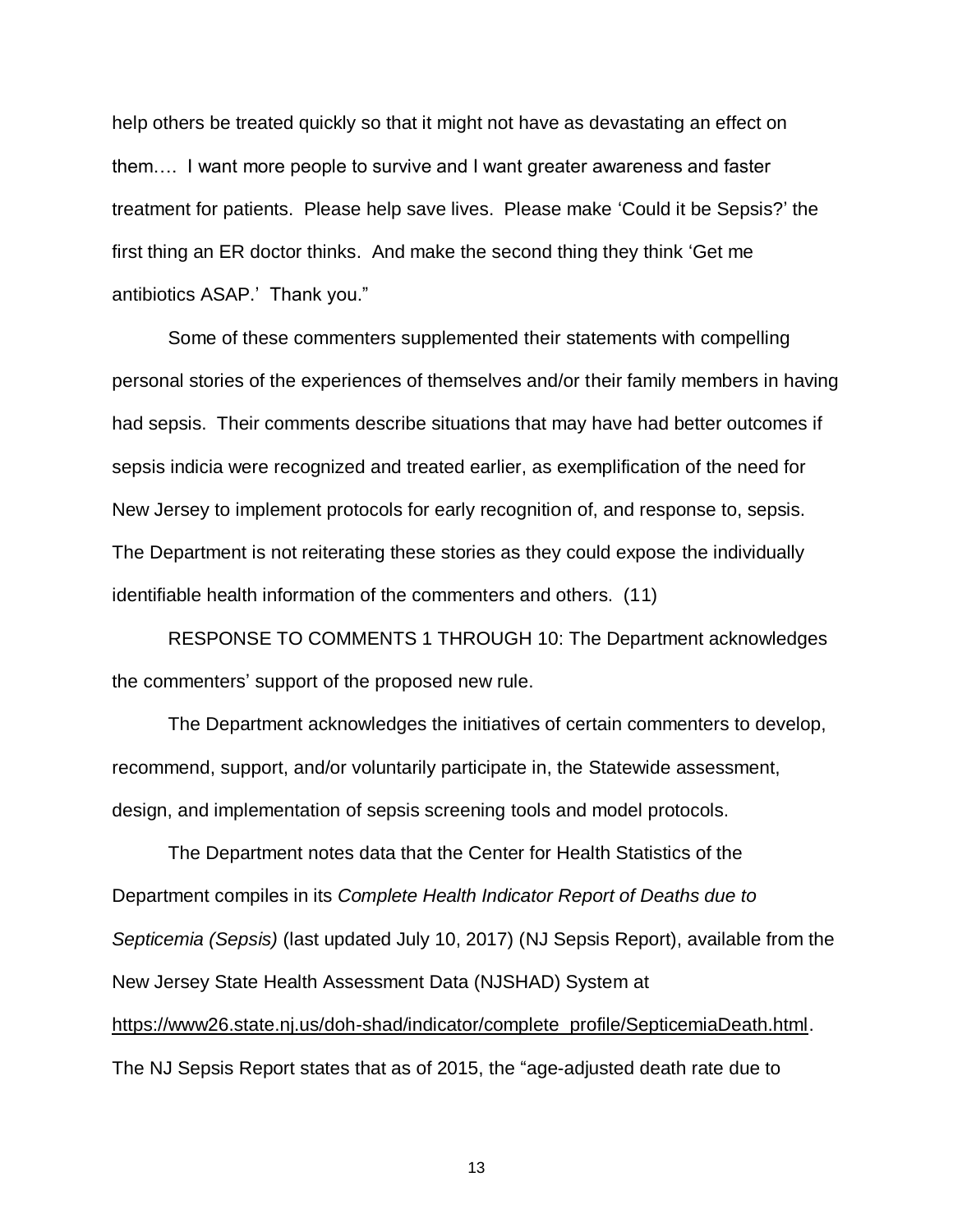help others be treated quickly so that it might not have as devastating an effect on them…. I want more people to survive and I want greater awareness and faster treatment for patients. Please help save lives. Please make 'Could it be Sepsis?' the first thing an ER doctor thinks. And make the second thing they think 'Get me antibiotics ASAP.' Thank you."

Some of these commenters supplemented their statements with compelling personal stories of the experiences of themselves and/or their family members in having had sepsis. Their comments describe situations that may have had better outcomes if sepsis indicia were recognized and treated earlier, as exemplification of the need for New Jersey to implement protocols for early recognition of, and response to, sepsis. The Department is not reiterating these stories as they could expose the individually identifiable health information of the commenters and others. (11)

RESPONSE TO COMMENTS 1 THROUGH 10: The Department acknowledges the commenters' support of the proposed new rule.

The Department acknowledges the initiatives of certain commenters to develop, recommend, support, and/or voluntarily participate in, the Statewide assessment, design, and implementation of sepsis screening tools and model protocols.

The Department notes data that the Center for Health Statistics of the Department compiles in its *Complete Health Indicator Report of Deaths due to Septicemia (Sepsis)* (last updated July 10, 2017) (NJ Sepsis Report), available from the New Jersey State Health Assessment Data (NJSHAD) System at https://www26.state.nj.us/doh-shad/indicator/complete_profile/SepticemiaDeath.html. The NJ Sepsis Report states that as of 2015, the "age-adjusted death rate due to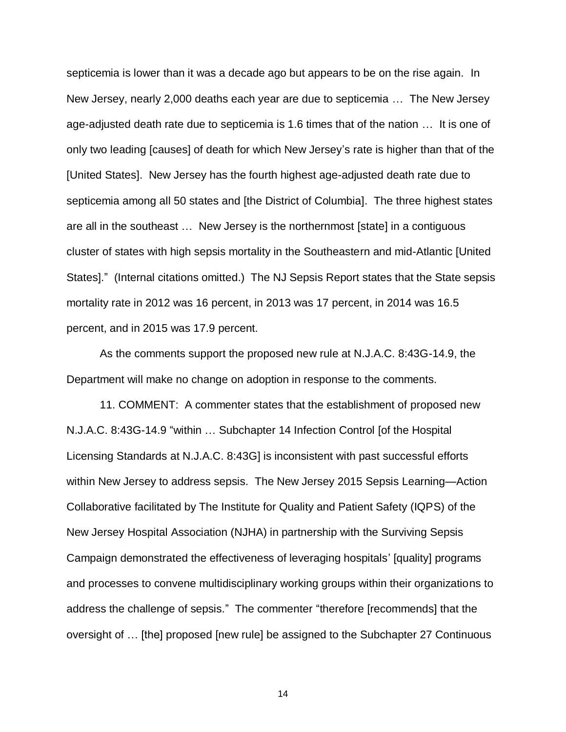septicemia is lower than it was a decade ago but appears to be on the rise again. In New Jersey, nearly 2,000 deaths each year are due to septicemia … The New Jersey age-adjusted death rate due to septicemia is 1.6 times that of the nation … It is one of only two leading [causes] of death for which New Jersey's rate is higher than that of the [United States]. New Jersey has the fourth highest age-adjusted death rate due to septicemia among all 50 states and [the District of Columbia]. The three highest states are all in the southeast … New Jersey is the northernmost [state] in a contiguous cluster of states with high sepsis mortality in the Southeastern and mid-Atlantic [United States]." (Internal citations omitted.) The NJ Sepsis Report states that the State sepsis mortality rate in 2012 was 16 percent, in 2013 was 17 percent, in 2014 was 16.5 percent, and in 2015 was 17.9 percent.

As the comments support the proposed new rule at N.J.A.C. 8:43G-14.9, the Department will make no change on adoption in response to the comments.

11. COMMENT: A commenter states that the establishment of proposed new N.J.A.C. 8:43G-14.9 "within … Subchapter 14 Infection Control [of the Hospital Licensing Standards at N.J.A.C. 8:43G] is inconsistent with past successful efforts within New Jersey to address sepsis. The New Jersey 2015 Sepsis Learning—Action Collaborative facilitated by The Institute for Quality and Patient Safety (IQPS) of the New Jersey Hospital Association (NJHA) in partnership with the Surviving Sepsis Campaign demonstrated the effectiveness of leveraging hospitals' [quality] programs and processes to convene multidisciplinary working groups within their organizations to address the challenge of sepsis." The commenter "therefore [recommends] that the oversight of … [the] proposed [new rule] be assigned to the Subchapter 27 Continuous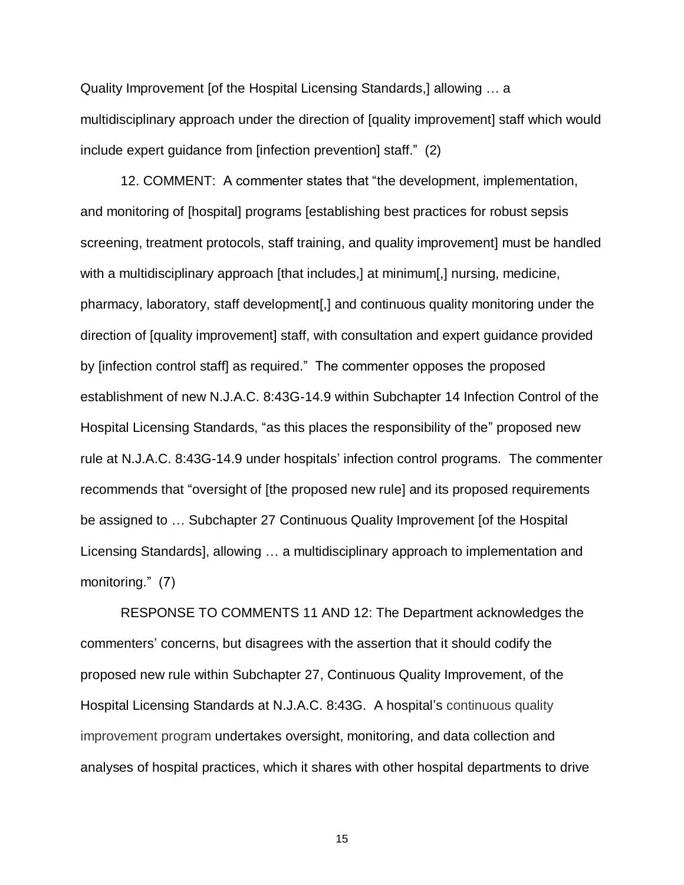Quality Improvement [of the Hospital Licensing Standards,] allowing … a multidisciplinary approach under the direction of [quality improvement] staff which would include expert guidance from [infection prevention] staff." (2)

12. COMMENT: A commenter states that "the development, implementation, and monitoring of [hospital] programs [establishing best practices for robust sepsis screening, treatment protocols, staff training, and quality improvement] must be handled with a multidisciplinary approach [that includes,] at minimum[,] nursing, medicine, pharmacy, laboratory, staff development[,] and continuous quality monitoring under the direction of [quality improvement] staff, with consultation and expert guidance provided by [infection control staff] as required." The commenter opposes the proposed establishment of new N.J.A.C. 8:43G-14.9 within Subchapter 14 Infection Control of the Hospital Licensing Standards, "as this places the responsibility of the" proposed new rule at N.J.A.C. 8:43G-14.9 under hospitals' infection control programs. The commenter recommends that "oversight of [the proposed new rule] and its proposed requirements be assigned to … Subchapter 27 Continuous Quality Improvement [of the Hospital Licensing Standards], allowing … a multidisciplinary approach to implementation and monitoring." (7)

RESPONSE TO COMMENTS 11 AND 12: The Department acknowledges the commenters' concerns, but disagrees with the assertion that it should codify the proposed new rule within Subchapter 27, Continuous Quality Improvement, of the Hospital Licensing Standards at N.J.A.C. 8:43G. A hospital's continuous quality improvement program undertakes oversight, monitoring, and data collection and analyses of hospital practices, which it shares with other hospital departments to drive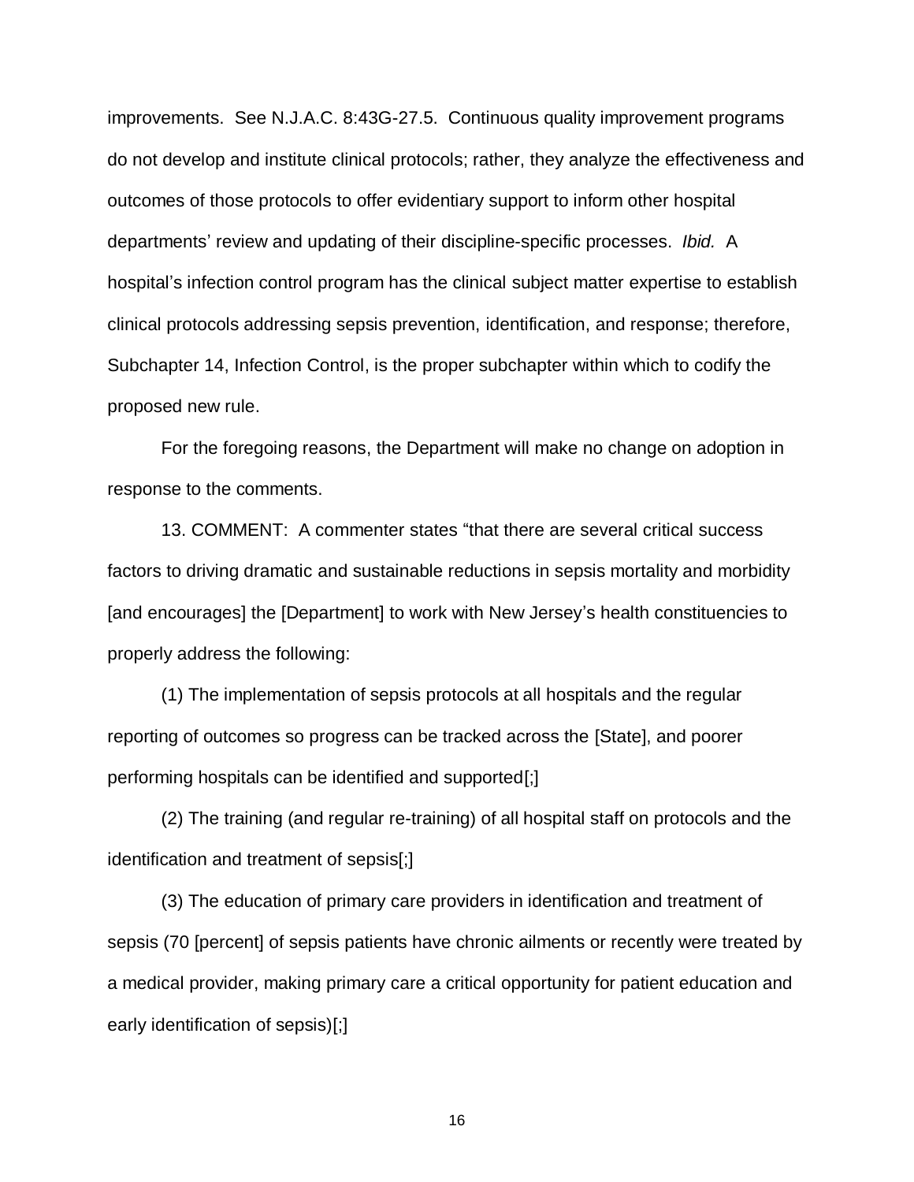improvements. See N.J.A.C. 8:43G-27.5. Continuous quality improvement programs do not develop and institute clinical protocols; rather, they analyze the effectiveness and outcomes of those protocols to offer evidentiary support to inform other hospital departments' review and updating of their discipline-specific processes. *Ibid.* A hospital's infection control program has the clinical subject matter expertise to establish clinical protocols addressing sepsis prevention, identification, and response; therefore, Subchapter 14, Infection Control, is the proper subchapter within which to codify the proposed new rule.

For the foregoing reasons, the Department will make no change on adoption in response to the comments.

13. COMMENT: A commenter states "that there are several critical success factors to driving dramatic and sustainable reductions in sepsis mortality and morbidity [and encourages] the [Department] to work with New Jersey's health constituencies to properly address the following:

(1) The implementation of sepsis protocols at all hospitals and the regular reporting of outcomes so progress can be tracked across the [State], and poorer performing hospitals can be identified and supported[;]

(2) The training (and regular re-training) of all hospital staff on protocols and the identification and treatment of sepsis[;]

(3) The education of primary care providers in identification and treatment of sepsis (70 [percent] of sepsis patients have chronic ailments or recently were treated by a medical provider, making primary care a critical opportunity for patient education and early identification of sepsis)[;]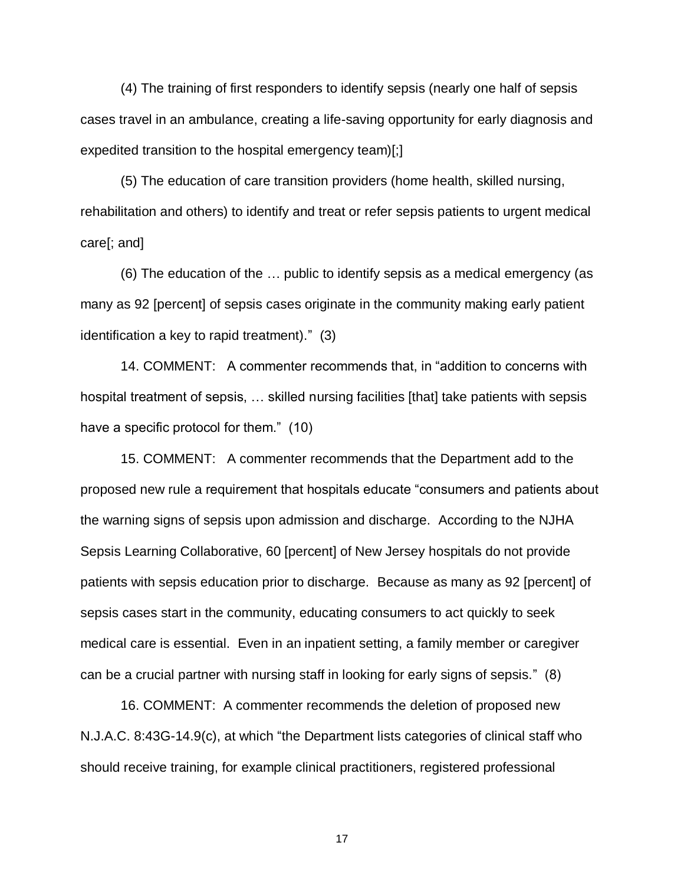(4) The training of first responders to identify sepsis (nearly one half of sepsis cases travel in an ambulance, creating a life-saving opportunity for early diagnosis and expedited transition to the hospital emergency team)[;]

(5) The education of care transition providers (home health, skilled nursing, rehabilitation and others) to identify and treat or refer sepsis patients to urgent medical care[; and]

(6) The education of the … public to identify sepsis as a medical emergency (as many as 92 [percent] of sepsis cases originate in the community making early patient identification a key to rapid treatment)." (3)

14. COMMENT: A commenter recommends that, in "addition to concerns with hospital treatment of sepsis, … skilled nursing facilities [that] take patients with sepsis have a specific protocol for them." (10)

15. COMMENT: A commenter recommends that the Department add to the proposed new rule a requirement that hospitals educate "consumers and patients about the warning signs of sepsis upon admission and discharge. According to the NJHA Sepsis Learning Collaborative, 60 [percent] of New Jersey hospitals do not provide patients with sepsis education prior to discharge. Because as many as 92 [percent] of sepsis cases start in the community, educating consumers to act quickly to seek medical care is essential. Even in an inpatient setting, a family member or caregiver can be a crucial partner with nursing staff in looking for early signs of sepsis." (8)

16. COMMENT: A commenter recommends the deletion of proposed new N.J.A.C. 8:43G-14.9(c), at which "the Department lists categories of clinical staff who should receive training, for example clinical practitioners, registered professional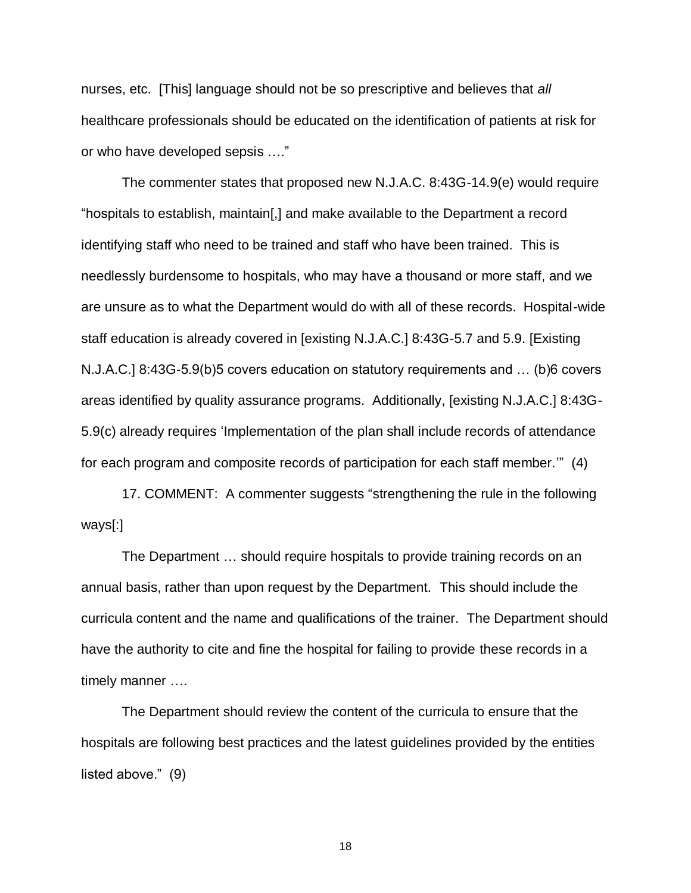nurses, etc. [This] language should not be so prescriptive and believes that *all* healthcare professionals should be educated on the identification of patients at risk for or who have developed sepsis …."

The commenter states that proposed new N.J.A.C. 8:43G-14.9(e) would require "hospitals to establish, maintain[,] and make available to the Department a record identifying staff who need to be trained and staff who have been trained. This is needlessly burdensome to hospitals, who may have a thousand or more staff, and we are unsure as to what the Department would do with all of these records. Hospital-wide staff education is already covered in [existing N.J.A.C.] 8:43G-5.7 and 5.9. [Existing N.J.A.C.] 8:43G-5.9(b)5 covers education on statutory requirements and … (b)6 covers areas identified by quality assurance programs. Additionally, [existing N.J.A.C.] 8:43G-5.9(c) already requires 'Implementation of the plan shall include records of attendance for each program and composite records of participation for each staff member.'" (4)

17. COMMENT: A commenter suggests "strengthening the rule in the following ways[:]

The Department … should require hospitals to provide training records on an annual basis, rather than upon request by the Department. This should include the curricula content and the name and qualifications of the trainer. The Department should have the authority to cite and fine the hospital for failing to provide these records in a timely manner ….

The Department should review the content of the curricula to ensure that the hospitals are following best practices and the latest guidelines provided by the entities listed above." (9)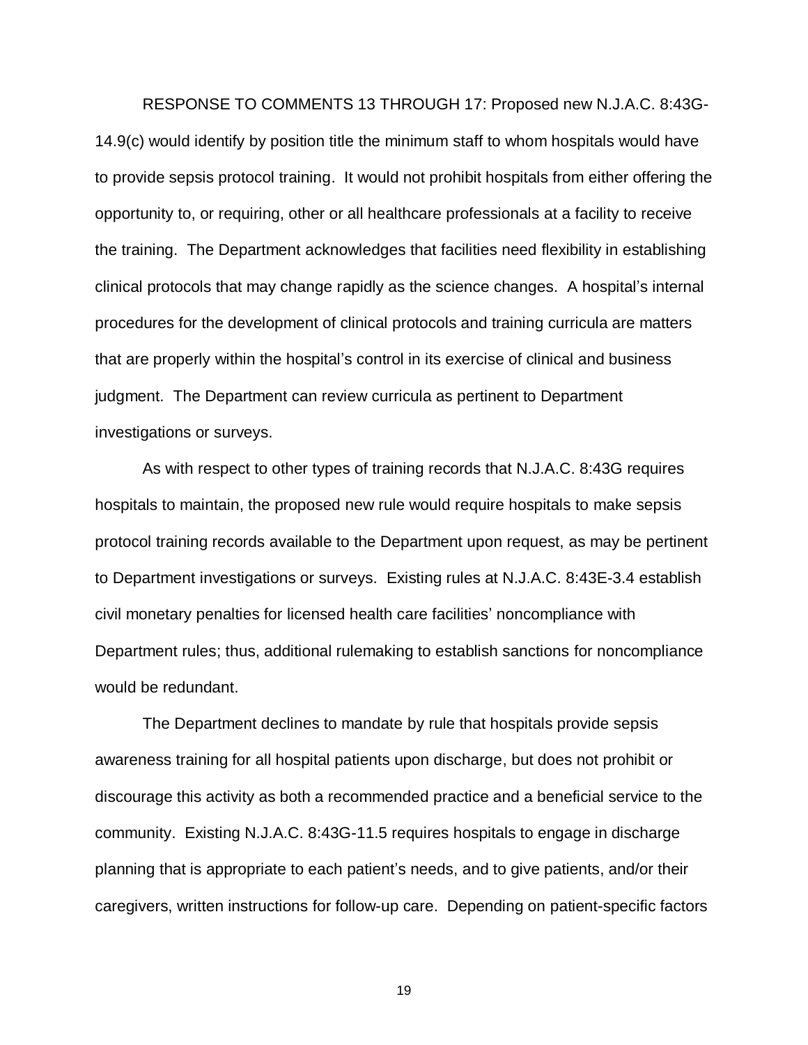RESPONSE TO COMMENTS 13 THROUGH 17: Proposed new N.J.A.C. 8:43G-14.9(c) would identify by position title the minimum staff to whom hospitals would have to provide sepsis protocol training. It would not prohibit hospitals from either offering the opportunity to, or requiring, other or all healthcare professionals at a facility to receive the training. The Department acknowledges that facilities need flexibility in establishing clinical protocols that may change rapidly as the science changes. A hospital's internal procedures for the development of clinical protocols and training curricula are matters that are properly within the hospital's control in its exercise of clinical and business judgment. The Department can review curricula as pertinent to Department investigations or surveys.

As with respect to other types of training records that N.J.A.C. 8:43G requires hospitals to maintain, the proposed new rule would require hospitals to make sepsis protocol training records available to the Department upon request, as may be pertinent to Department investigations or surveys. Existing rules at N.J.A.C. 8:43E-3.4 establish civil monetary penalties for licensed health care facilities' noncompliance with Department rules; thus, additional rulemaking to establish sanctions for noncompliance would be redundant.

The Department declines to mandate by rule that hospitals provide sepsis awareness training for all hospital patients upon discharge, but does not prohibit or discourage this activity as both a recommended practice and a beneficial service to the community. Existing N.J.A.C. 8:43G-11.5 requires hospitals to engage in discharge planning that is appropriate to each patient's needs, and to give patients, and/or their caregivers, written instructions for follow-up care. Depending on patient-specific factors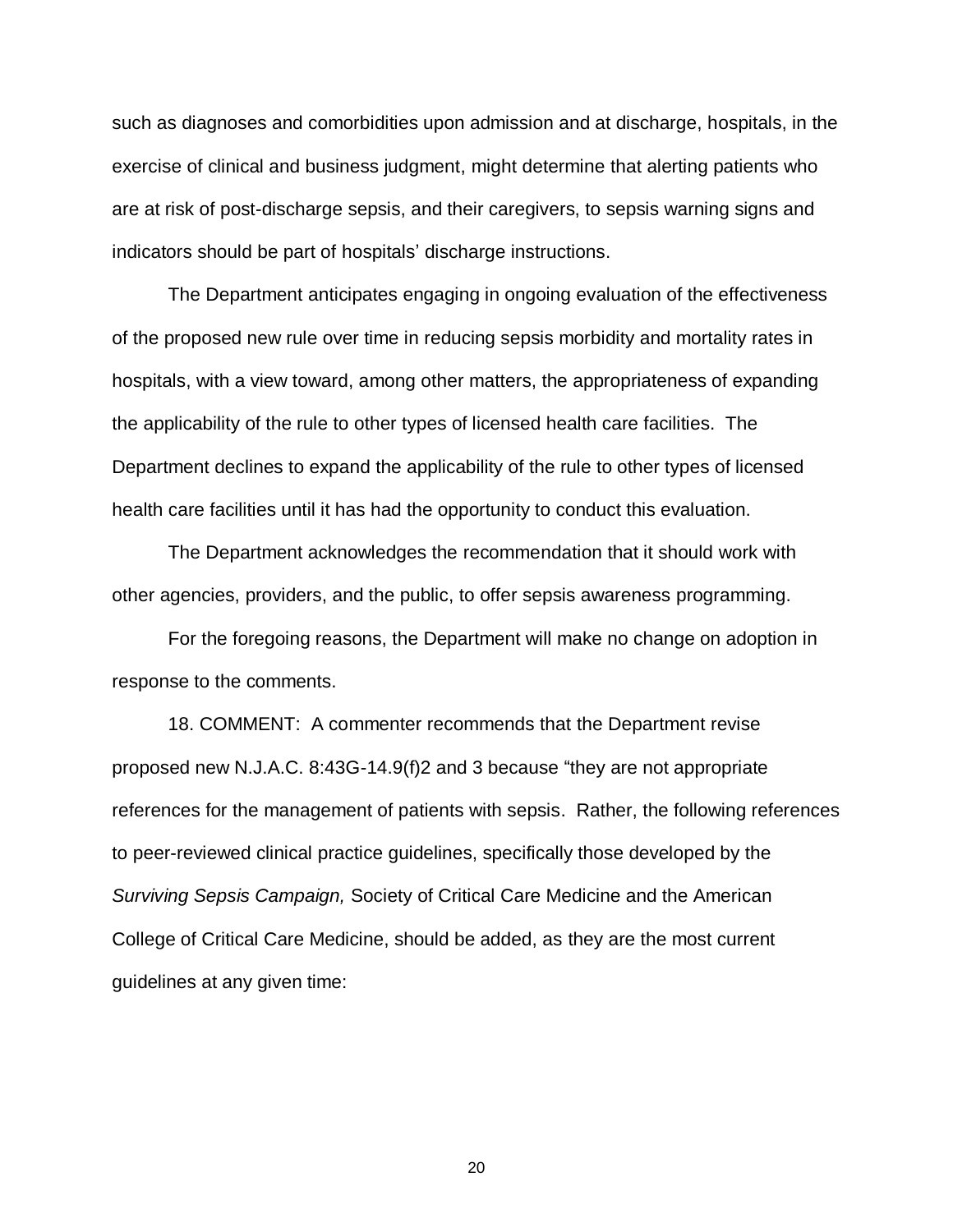such as diagnoses and comorbidities upon admission and at discharge, hospitals, in the exercise of clinical and business judgment, might determine that alerting patients who are at risk of post-discharge sepsis, and their caregivers, to sepsis warning signs and indicators should be part of hospitals' discharge instructions.

The Department anticipates engaging in ongoing evaluation of the effectiveness of the proposed new rule over time in reducing sepsis morbidity and mortality rates in hospitals, with a view toward, among other matters, the appropriateness of expanding the applicability of the rule to other types of licensed health care facilities. The Department declines to expand the applicability of the rule to other types of licensed health care facilities until it has had the opportunity to conduct this evaluation.

The Department acknowledges the recommendation that it should work with other agencies, providers, and the public, to offer sepsis awareness programming.

For the foregoing reasons, the Department will make no change on adoption in response to the comments.

18. COMMENT: A commenter recommends that the Department revise proposed new N.J.A.C. 8:43G-14.9(f)2 and 3 because "they are not appropriate references for the management of patients with sepsis. Rather, the following references to peer-reviewed clinical practice guidelines, specifically those developed by the *Surviving Sepsis Campaign,* Society of Critical Care Medicine and the American College of Critical Care Medicine, should be added, as they are the most current guidelines at any given time: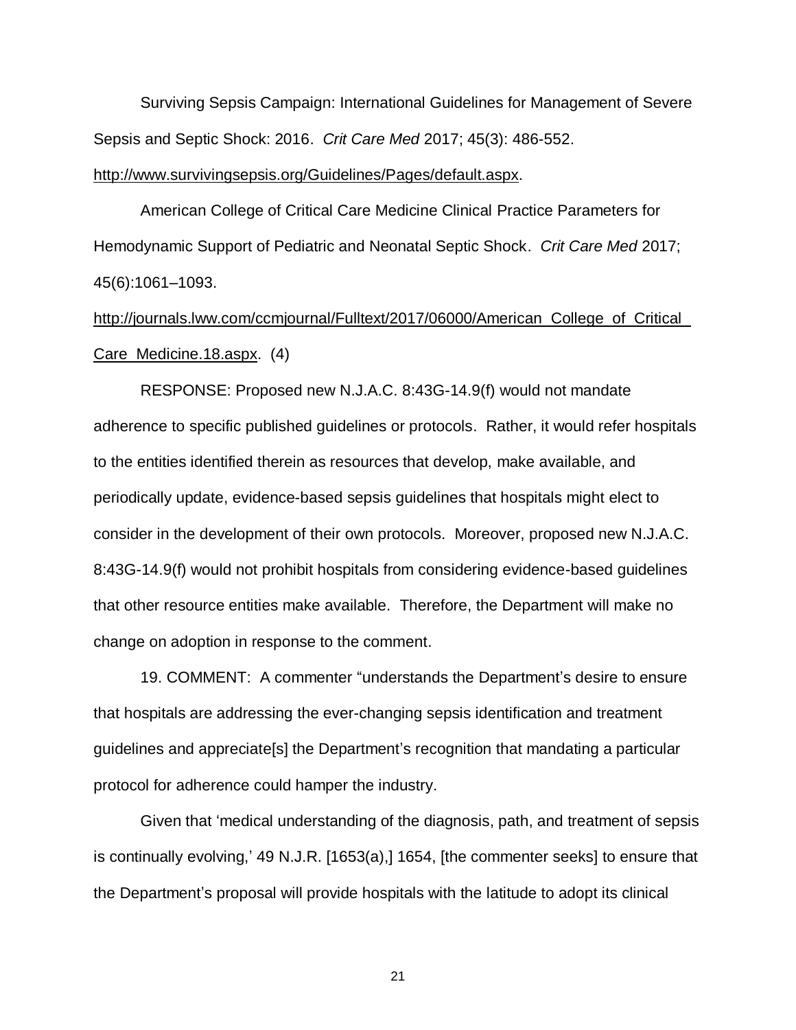Surviving Sepsis Campaign: International Guidelines for Management of Severe Sepsis and Septic Shock: 2016. *Crit Care Med* 2017; 45(3): 486-552. http://www.survivingsepsis.org/Guidelines/Pages/default.aspx.

American College of Critical Care Medicine Clinical Practice Parameters for Hemodynamic Support of Pediatric and Neonatal Septic Shock. *Crit Care Med* 2017; 45(6):1061–1093. http://journals.lww.com/ccmjournal/Fulltext/2017/06000/American_College_of_Critical_Care_Medicine.18.aspx. (4)

RESPONSE: Proposed new N.J.A.C. 8:43G-14.9(f) would not mandate adherence to specific published guidelines or protocols. Rather, it would refer hospitals to the entities identified therein as resources that develop, make available, and periodically update, evidence-based sepsis guidelines that hospitals might elect to consider in the development of their own protocols. Moreover, proposed new N.J.A.C. 8:43G-14.9(f) would not prohibit hospitals from considering evidence-based guidelines that other resource entities make available. Therefore, the Department will make no change on adoption in response to the comment.

19. COMMENT: A commenter "understands the Department's desire to ensure that hospitals are addressing the ever-changing sepsis identification and treatment guidelines and appreciate[s] the Department's recognition that mandating a particular protocol for adherence could hamper the industry.

Given that 'medical understanding of the diagnosis, path, and treatment of sepsis is continually evolving,' 49 N.J.R. [1653(a),] 1654, [the commenter seeks] to ensure that the Department's proposal will provide hospitals with the latitude to adopt its clinical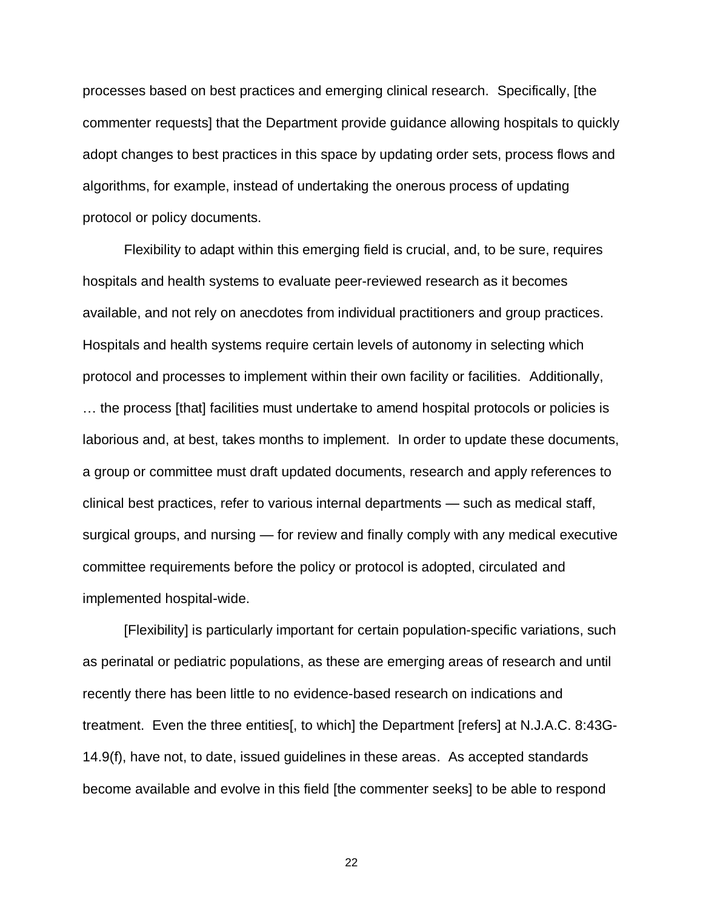processes based on best practices and emerging clinical research. Specifically, [the commenter requests] that the Department provide guidance allowing hospitals to quickly adopt changes to best practices in this space by updating order sets, process flows and algorithms, for example, instead of undertaking the onerous process of updating protocol or policy documents.

Flexibility to adapt within this emerging field is crucial, and, to be sure, requires hospitals and health systems to evaluate peer-reviewed research as it becomes available, and not rely on anecdotes from individual practitioners and group practices. Hospitals and health systems require certain levels of autonomy in selecting which protocol and processes to implement within their own facility or facilities. Additionally, … the process [that] facilities must undertake to amend hospital protocols or policies is laborious and, at best, takes months to implement. In order to update these documents, a group or committee must draft updated documents, research and apply references to clinical best practices, refer to various internal departments — such as medical staff, surgical groups, and nursing — for review and finally comply with any medical executive committee requirements before the policy or protocol is adopted, circulated and implemented hospital-wide.

[Flexibility] is particularly important for certain population-specific variations, such as perinatal or pediatric populations, as these are emerging areas of research and until recently there has been little to no evidence-based research on indications and treatment. Even the three entities[, to which] the Department [refers] at N.J.A.C. 8:43G-14.9(f), have not, to date, issued guidelines in these areas. As accepted standards become available and evolve in this field [the commenter seeks] to be able to respond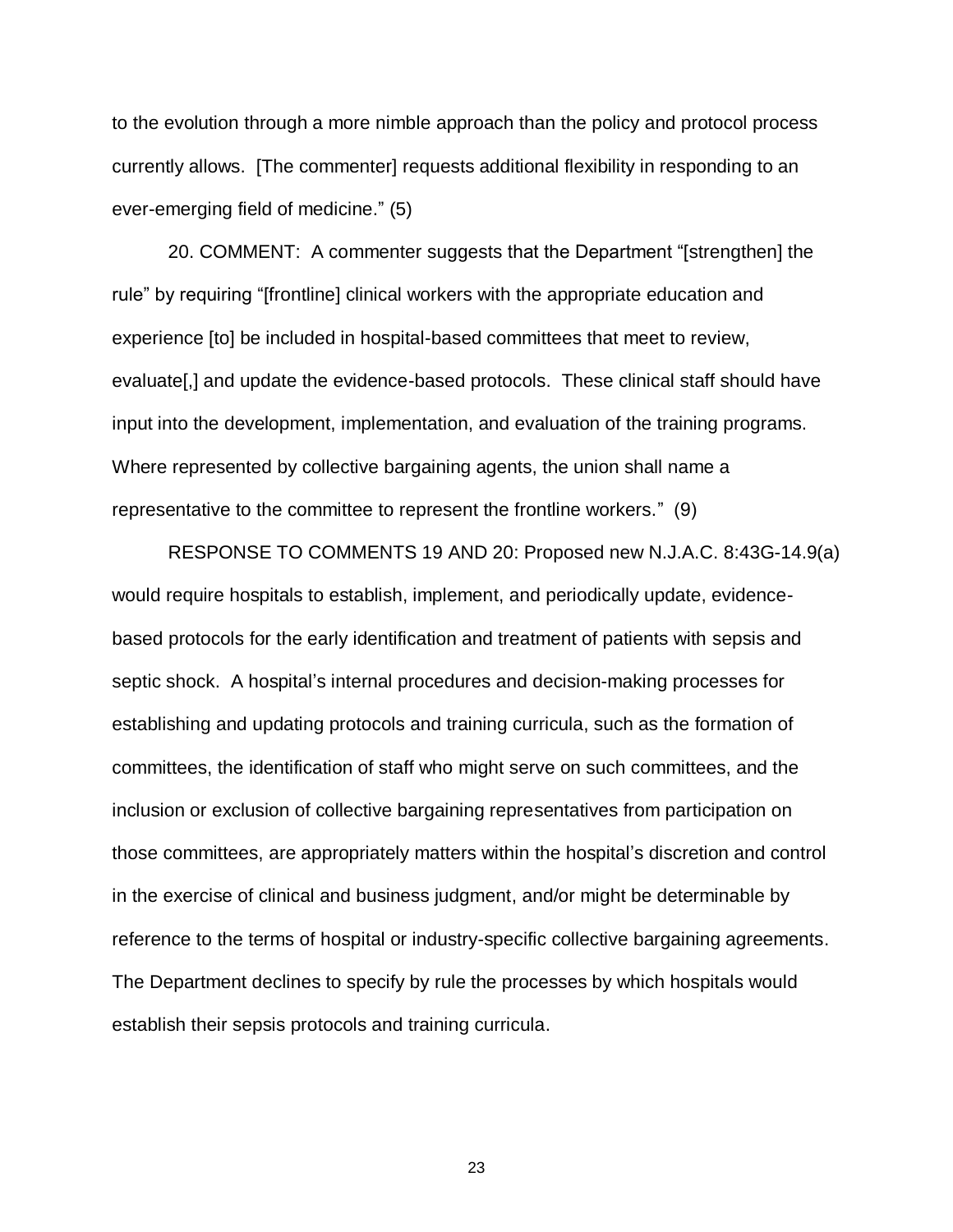to the evolution through a more nimble approach than the policy and protocol process currently allows. [The commenter] requests additional flexibility in responding to an ever-emerging field of medicine." (5)

20. COMMENT: A commenter suggests that the Department "[strengthen] the rule" by requiring "[frontline] clinical workers with the appropriate education and experience [to] be included in hospital-based committees that meet to review, evaluate[,] and update the evidence-based protocols. These clinical staff should have input into the development, implementation, and evaluation of the training programs. Where represented by collective bargaining agents, the union shall name a representative to the committee to represent the frontline workers." (9)

RESPONSE TO COMMENTS 19 AND 20: Proposed new N.J.A.C. 8:43G-14.9(a) would require hospitals to establish, implement, and periodically update, evidence-based protocols for the early identification and treatment of patients with sepsis and septic shock. A hospital's internal procedures and decision-making processes for establishing and updating protocols and training curricula, such as the formation of committees, the identification of staff who might serve on such committees, and the inclusion or exclusion of collective bargaining representatives from participation on those committees, are appropriately matters within the hospital's discretion and control in the exercise of clinical and business judgment, and/or might be determinable by reference to the terms of hospital or industry-specific collective bargaining agreements. The Department declines to specify by rule the processes by which hospitals would establish their sepsis protocols and training curricula.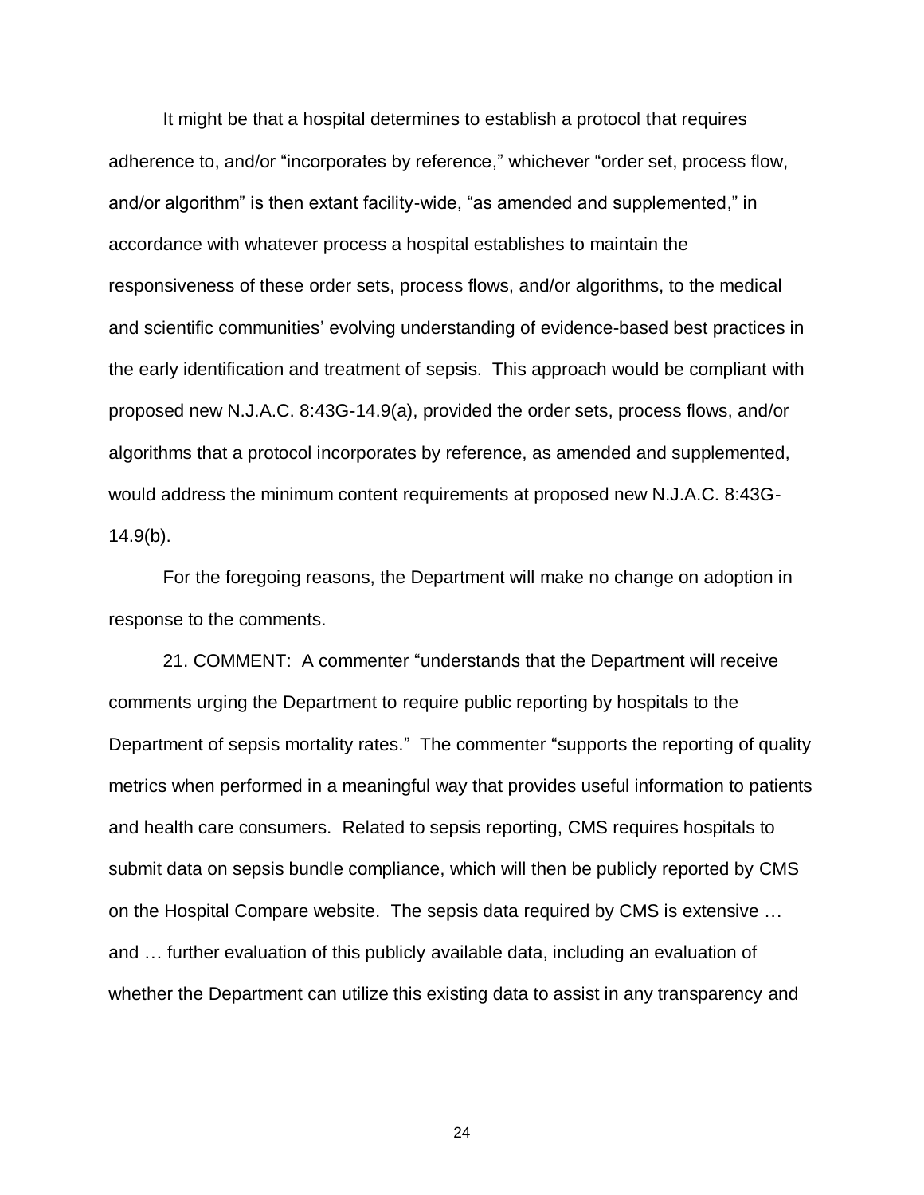It might be that a hospital determines to establish a protocol that requires adherence to, and/or "incorporates by reference," whichever "order set, process flow, and/or algorithm" is then extant facility-wide, "as amended and supplemented," in accordance with whatever process a hospital establishes to maintain the responsiveness of these order sets, process flows, and/or algorithms, to the medical and scientific communities' evolving understanding of evidence-based best practices in the early identification and treatment of sepsis. This approach would be compliant with proposed new N.J.A.C. 8:43G-14.9(a), provided the order sets, process flows, and/or algorithms that a protocol incorporates by reference, as amended and supplemented, would address the minimum content requirements at proposed new N.J.A.C. 8:43G-14.9(b).

For the foregoing reasons, the Department will make no change on adoption in response to the comments.

21. COMMENT: A commenter "understands that the Department will receive comments urging the Department to require public reporting by hospitals to the Department of sepsis mortality rates." The commenter "supports the reporting of quality metrics when performed in a meaningful way that provides useful information to patients and health care consumers. Related to sepsis reporting, CMS requires hospitals to submit data on sepsis bundle compliance, which will then be publicly reported by CMS on the Hospital Compare website. The sepsis data required by CMS is extensive … and … further evaluation of this publicly available data, including an evaluation of whether the Department can utilize this existing data to assist in any transparency and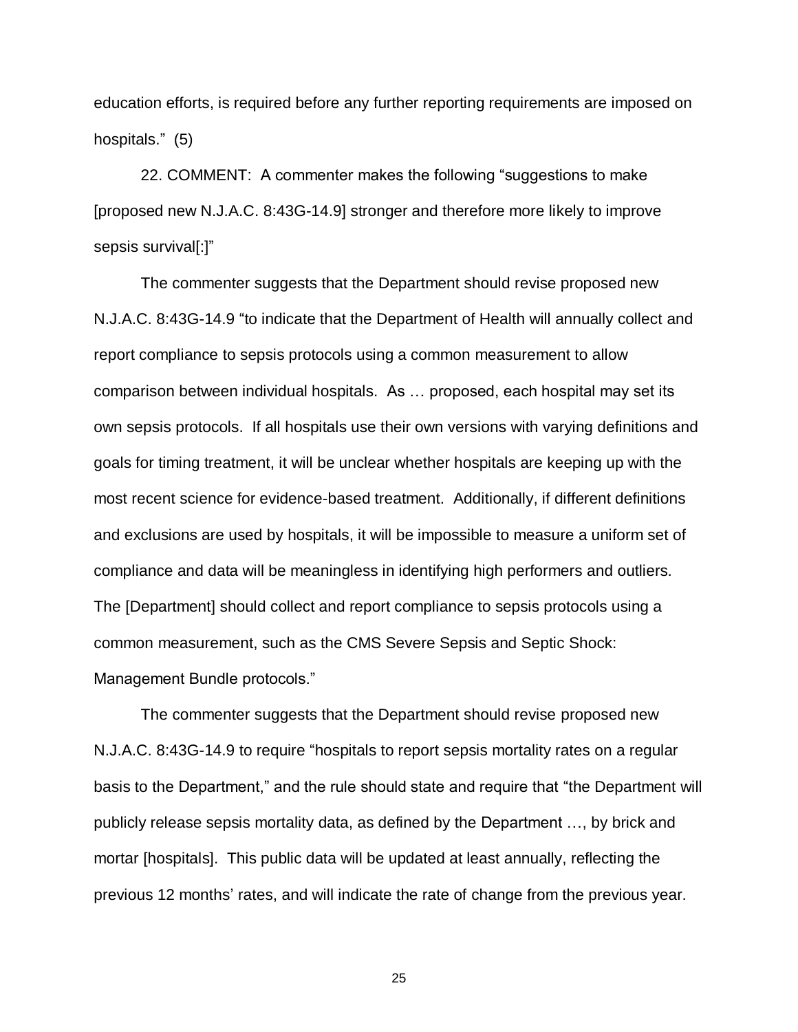education efforts, is required before any further reporting requirements are imposed on hospitals." (5)

22. COMMENT: A commenter makes the following "suggestions to make [proposed new N.J.A.C. 8:43G-14.9] stronger and therefore more likely to improve sepsis survival[:]"

The commenter suggests that the Department should revise proposed new N.J.A.C. 8:43G-14.9 "to indicate that the Department of Health will annually collect and report compliance to sepsis protocols using a common measurement to allow comparison between individual hospitals. As … proposed, each hospital may set its own sepsis protocols. If all hospitals use their own versions with varying definitions and goals for timing treatment, it will be unclear whether hospitals are keeping up with the most recent science for evidence-based treatment. Additionally, if different definitions and exclusions are used by hospitals, it will be impossible to measure a uniform set of compliance and data will be meaningless in identifying high performers and outliers. The [Department] should collect and report compliance to sepsis protocols using a common measurement, such as the CMS Severe Sepsis and Septic Shock: Management Bundle protocols."

The commenter suggests that the Department should revise proposed new N.J.A.C. 8:43G-14.9 to require "hospitals to report sepsis mortality rates on a regular basis to the Department," and the rule should state and require that "the Department will publicly release sepsis mortality data, as defined by the Department …, by brick and mortar [hospitals]. This public data will be updated at least annually, reflecting the previous 12 months' rates, and will indicate the rate of change from the previous year.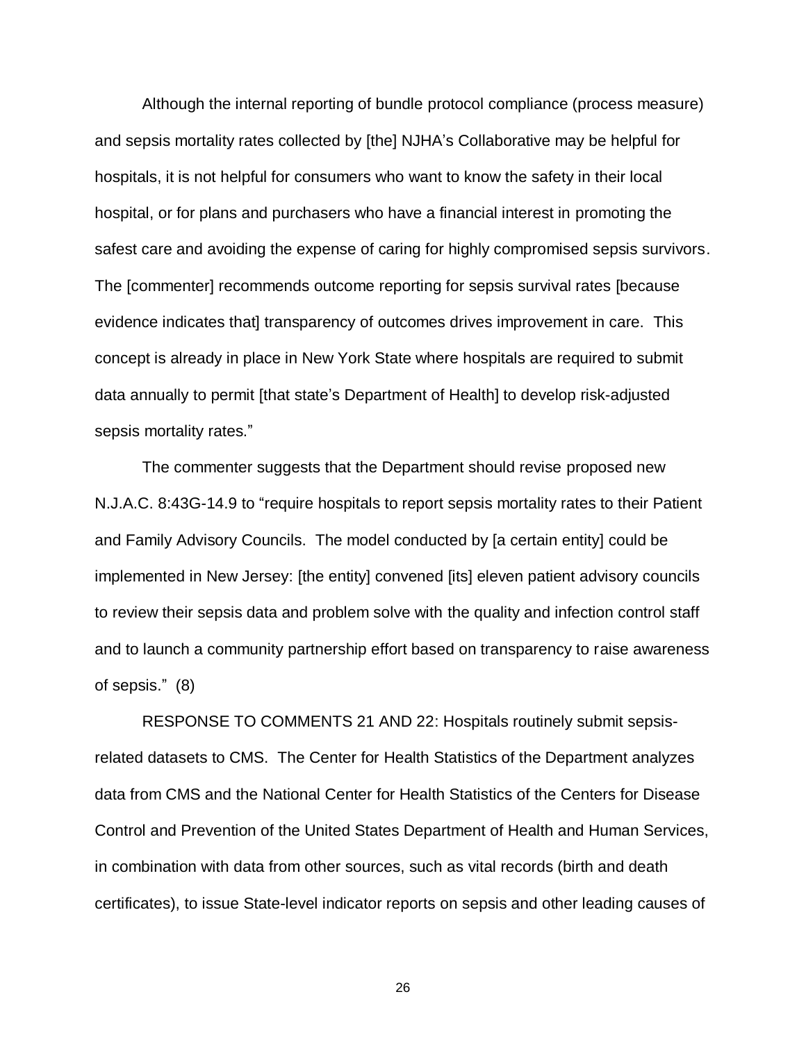Although the internal reporting of bundle protocol compliance (process measure) and sepsis mortality rates collected by [the] NJHA's Collaborative may be helpful for hospitals, it is not helpful for consumers who want to know the safety in their local hospital, or for plans and purchasers who have a financial interest in promoting the safest care and avoiding the expense of caring for highly compromised sepsis survivors. The [commenter] recommends outcome reporting for sepsis survival rates [because evidence indicates that] transparency of outcomes drives improvement in care. This concept is already in place in New York State where hospitals are required to submit data annually to permit [that state's Department of Health] to develop risk-adjusted sepsis mortality rates."

The commenter suggests that the Department should revise proposed new N.J.A.C. 8:43G-14.9 to "require hospitals to report sepsis mortality rates to their Patient and Family Advisory Councils. The model conducted by [a certain entity] could be implemented in New Jersey: [the entity] convened [its] eleven patient advisory councils to review their sepsis data and problem solve with the quality and infection control staff and to launch a community partnership effort based on transparency to raise awareness of sepsis." (8)

RESPONSE TO COMMENTS 21 AND 22: Hospitals routinely submit sepsis-related datasets to CMS. The Center for Health Statistics of the Department analyzes data from CMS and the National Center for Health Statistics of the Centers for Disease Control and Prevention of the United States Department of Health and Human Services, in combination with data from other sources, such as vital records (birth and death certificates), to issue State-level indicator reports on sepsis and other leading causes of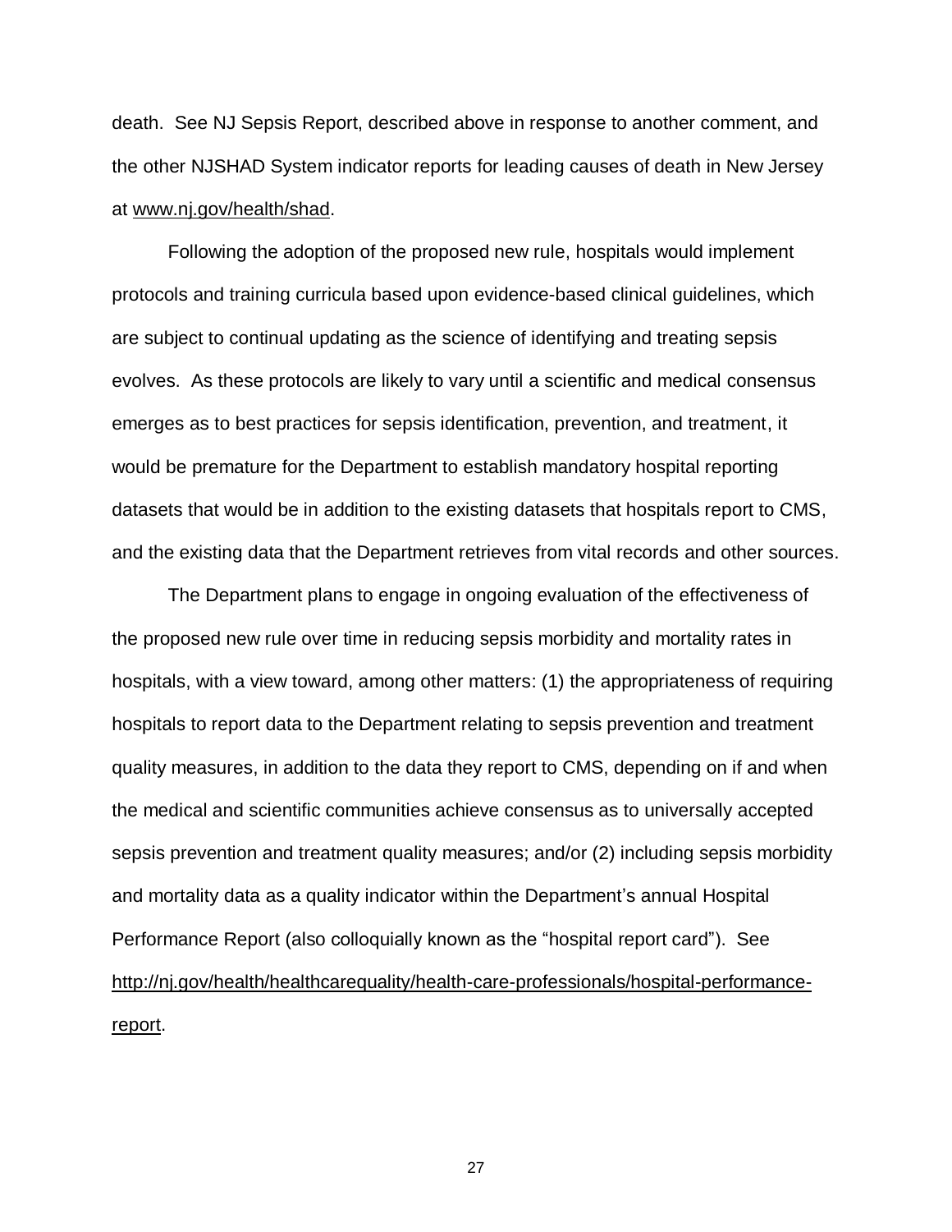death. See NJ Sepsis Report, described above in response to another comment, and the other NJSHAD System indicator reports for leading causes of death in New Jersey at www.nj.gov/health/shad.

Following the adoption of the proposed new rule, hospitals would implement protocols and training curricula based upon evidence-based clinical guidelines, which are subject to continual updating as the science of identifying and treating sepsis evolves. As these protocols are likely to vary until a scientific and medical consensus emerges as to best practices for sepsis identification, prevention, and treatment, it would be premature for the Department to establish mandatory hospital reporting datasets that would be in addition to the existing datasets that hospitals report to CMS, and the existing data that the Department retrieves from vital records and other sources.

The Department plans to engage in ongoing evaluation of the effectiveness of the proposed new rule over time in reducing sepsis morbidity and mortality rates in hospitals, with a view toward, among other matters: (1) the appropriateness of requiring hospitals to report data to the Department relating to sepsis prevention and treatment quality measures, in addition to the data they report to CMS, depending on if and when the medical and scientific communities achieve consensus as to universally accepted sepsis prevention and treatment quality measures; and/or (2) including sepsis morbidity and mortality data as a quality indicator within the Department's annual Hospital Performance Report (also colloquially known as the "hospital report card"). See http://nj.gov/health/healthcarequality/health-care-professionals/hospital-performance-report.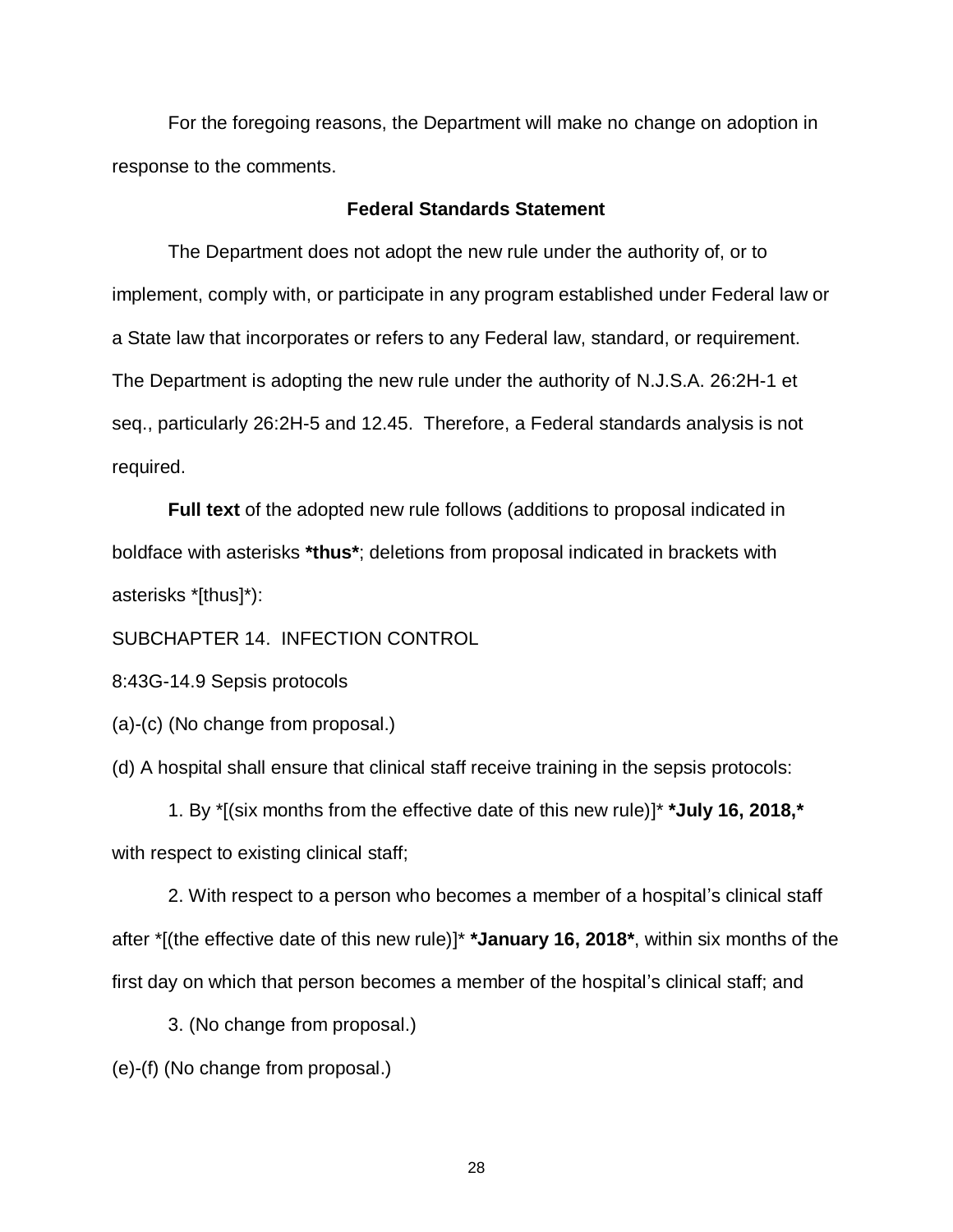For the foregoing reasons, the Department will make no change on adoption in response to the comments.

**Federal Standards Statement**

The Department does not adopt the new rule under the authority of, or to implement, comply with, or participate in any program established under Federal law or a State law that incorporates or refers to any Federal law, standard, or requirement. The Department is adopting the new rule under the authority of N.J.S.A. 26:2H-1 et seq., particularly 26:2H-5 and 12.45. Therefore, a Federal standards analysis is not required.

**Full text** of the adopted new rule follows (additions to proposal indicated in boldface with asterisks ***thus***; deletions from proposal indicated in brackets with asterisks *[thus]*):

SUBCHAPTER 14. INFECTION CONTROL

8:43G-14.9 Sepsis protocols

(a)-(c) (No change from proposal.)

(d) A hospital shall ensure that clinical staff receive training in the sepsis protocols:

1. By *[(six months from the effective date of this new rule)]* ***July 16, 2018,*** with respect to existing clinical staff;

2. With respect to a person who becomes a member of a hospital's clinical staff after *[(the effective date of this new rule)]* ***January 16, 2018***, within six months of the first day on which that person becomes a member of the hospital's clinical staff; and

3. (No change from proposal.)

(e)-(f) (No change from proposal.)